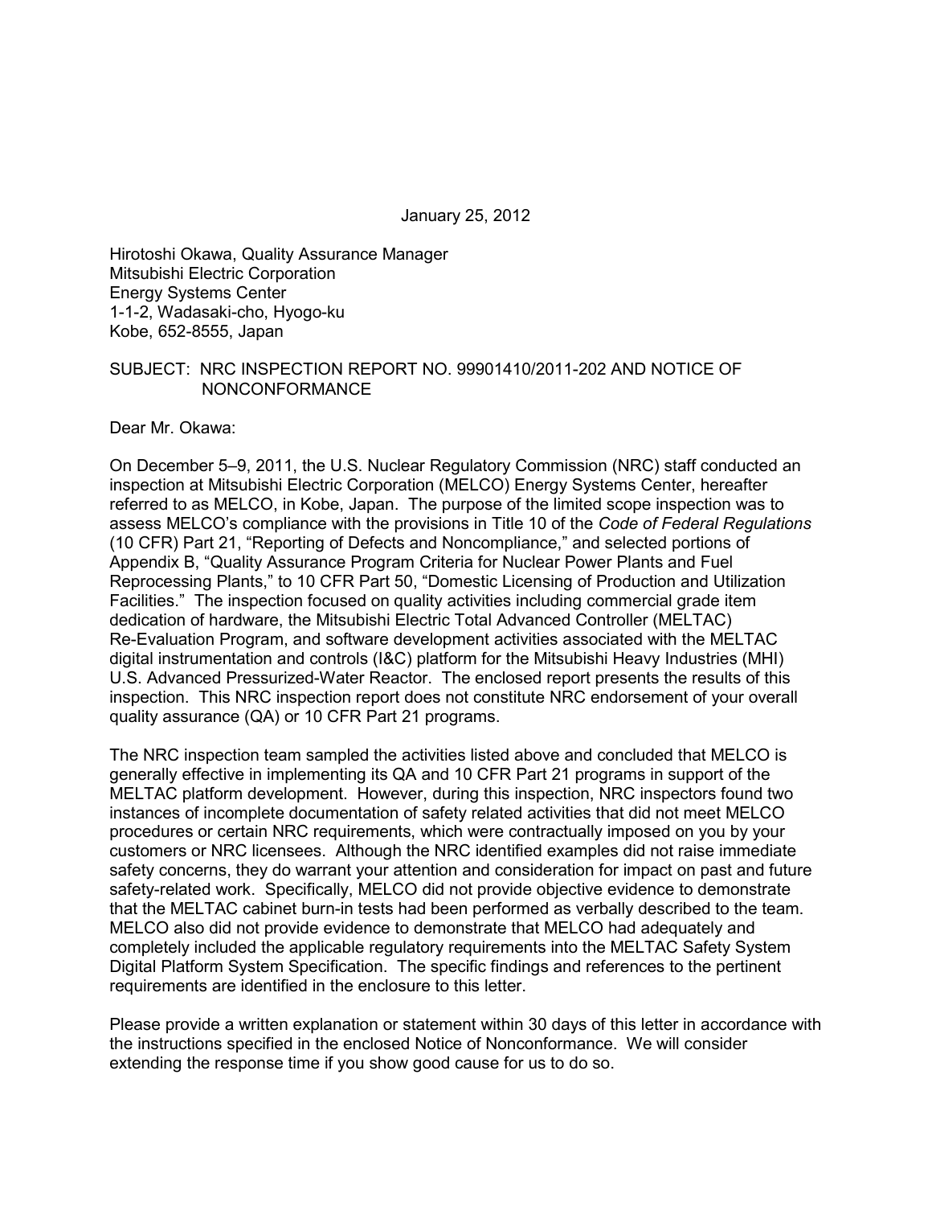January 25, 2012

Hirotoshi Okawa, Quality Assurance Manager
Mitsubishi Electric Corporation
Energy Systems Center
1-1-2, Wadasaki-cho, Hyogo-ku
Kobe, 652-8555, Japan

SUBJECT: NRC INSPECTION REPORT NO. 99901410/2011-202 AND NOTICE OF NONCONFORMANCE

Dear Mr. Okawa:

On December 5–9, 2011, the U.S. Nuclear Regulatory Commission (NRC) staff conducted an inspection at Mitsubishi Electric Corporation (MELCO) Energy Systems Center, hereafter referred to as MELCO, in Kobe, Japan. The purpose of the limited scope inspection was to assess MELCO's compliance with the provisions in Title 10 of the *Code of Federal Regulations* (10 CFR) Part 21, "Reporting of Defects and Noncompliance," and selected portions of Appendix B, "Quality Assurance Program Criteria for Nuclear Power Plants and Fuel Reprocessing Plants," to 10 CFR Part 50, "Domestic Licensing of Production and Utilization Facilities." The inspection focused on quality activities including commercial grade item dedication of hardware, the Mitsubishi Electric Total Advanced Controller (MELTAC) Re-Evaluation Program, and software development activities associated with the MELTAC digital instrumentation and controls (I&C) platform for the Mitsubishi Heavy Industries (MHI) U.S. Advanced Pressurized-Water Reactor. The enclosed report presents the results of this inspection. This NRC inspection report does not constitute NRC endorsement of your overall quality assurance (QA) or 10 CFR Part 21 programs.

The NRC inspection team sampled the activities listed above and concluded that MELCO is generally effective in implementing its QA and 10 CFR Part 21 programs in support of the MELTAC platform development. However, during this inspection, NRC inspectors found two instances of incomplete documentation of safety related activities that did not meet MELCO procedures or certain NRC requirements, which were contractually imposed on you by your customers or NRC licensees. Although the NRC identified examples did not raise immediate safety concerns, they do warrant your attention and consideration for impact on past and future safety-related work. Specifically, MELCO did not provide objective evidence to demonstrate that the MELTAC cabinet burn-in tests had been performed as verbally described to the team. MELCO also did not provide evidence to demonstrate that MELCO had adequately and completely included the applicable regulatory requirements into the MELTAC Safety System Digital Platform System Specification. The specific findings and references to the pertinent requirements are identified in the enclosure to this letter.

Please provide a written explanation or statement within 30 days of this letter in accordance with the instructions specified in the enclosed Notice of Nonconformance. We will consider extending the response time if you show good cause for us to do so.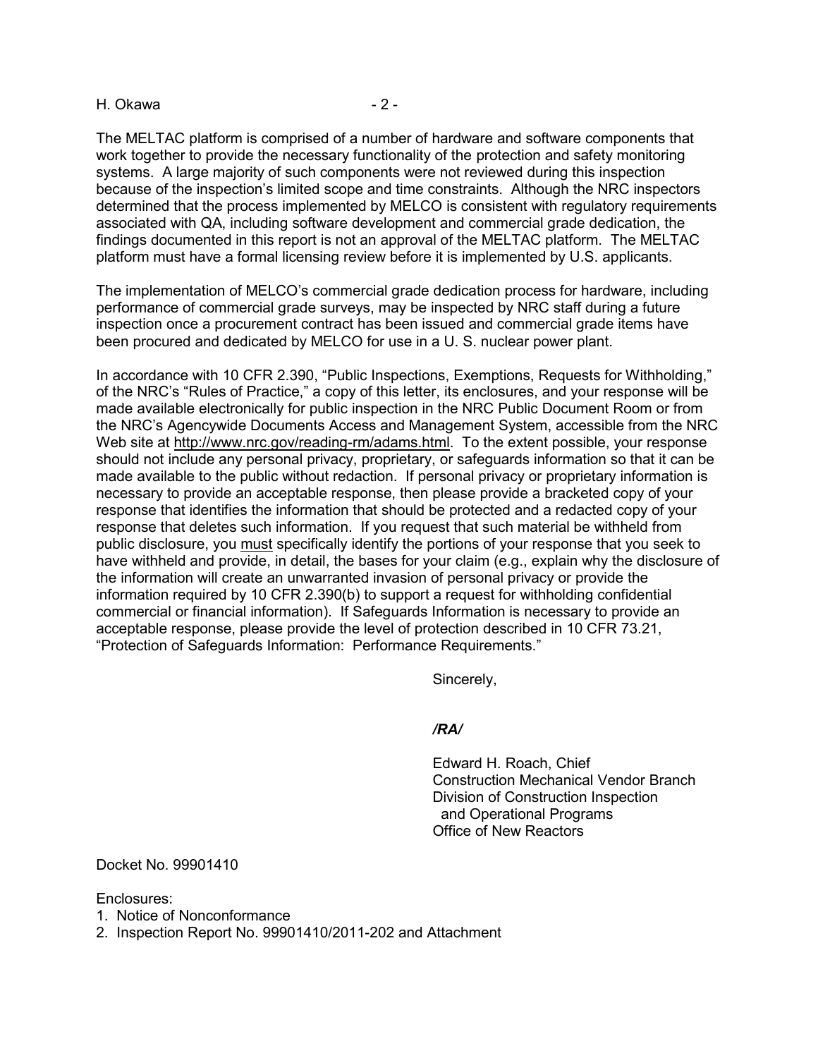The MELTAC platform is comprised of a number of hardware and software components that work together to provide the necessary functionality of the protection and safety monitoring systems. A large majority of such components were not reviewed during this inspection because of the inspection's limited scope and time constraints. Although the NRC inspectors determined that the process implemented by MELCO is consistent with regulatory requirements associated with QA, including software development and commercial grade dedication, the findings documented in this report is not an approval of the MELTAC platform. The MELTAC platform must have a formal licensing review before it is implemented by U.S. applicants.

The implementation of MELCO's commercial grade dedication process for hardware, including performance of commercial grade surveys, may be inspected by NRC staff during a future inspection once a procurement contract has been issued and commercial grade items have been procured and dedicated by MELCO for use in a U. S. nuclear power plant.

In accordance with 10 CFR 2.390, "Public Inspections, Exemptions, Requests for Withholding," of the NRC's "Rules of Practice," a copy of this letter, its enclosures, and your response will be made available electronically for public inspection in the NRC Public Document Room or from the NRC's Agencywide Documents Access and Management System, accessible from the NRC Web site at http://www.nrc.gov/reading-rm/adams.html. To the extent possible, your response should not include any personal privacy, proprietary, or safeguards information so that it can be made available to the public without redaction. If personal privacy or proprietary information is necessary to provide an acceptable response, then please provide a bracketed copy of your response that identifies the information that should be protected and a redacted copy of your response that deletes such information. If you request that such material be withheld from public disclosure, you must specifically identify the portions of your response that you seek to have withheld and provide, in detail, the bases for your claim (e.g., explain why the disclosure of the information will create an unwarranted invasion of personal privacy or provide the information required by 10 CFR 2.390(b) to support a request for withholding confidential commercial or financial information). If Safeguards Information is necessary to provide an acceptable response, please provide the level of protection described in 10 CFR 73.21, "Protection of Safeguards Information: Performance Requirements."

Sincerely,

***/RA/***

Edward H. Roach, Chief
Construction Mechanical Vendor Branch
Division of Construction Inspection
and Operational Programs
Office of New Reactors

Docket No. 99901410

Enclosures:
1. Notice of Nonconformance
2. Inspection Report No. 99901410/2011-202 and Attachment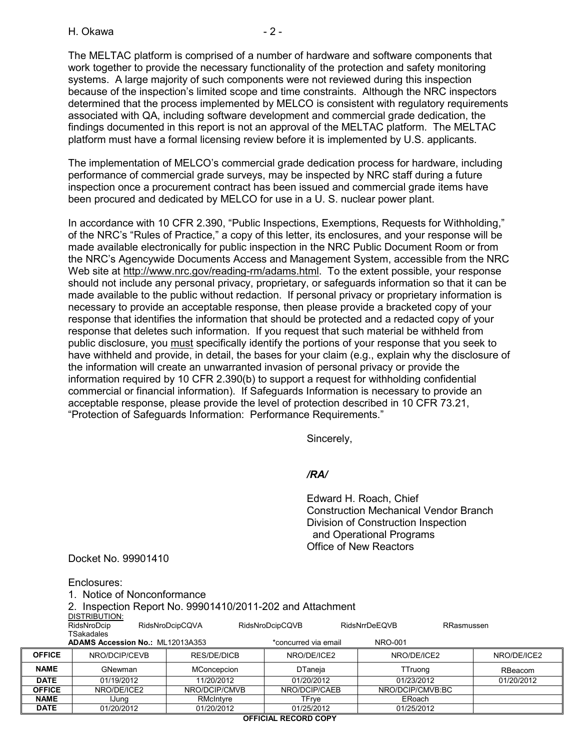The MELTAC platform is comprised of a number of hardware and software components that work together to provide the necessary functionality of the protection and safety monitoring systems. A large majority of such components were not reviewed during this inspection because of the inspection's limited scope and time constraints. Although the NRC inspectors determined that the process implemented by MELCO is consistent with regulatory requirements associated with QA, including software development and commercial grade dedication, the findings documented in this report is not an approval of the MELTAC platform. The MELTAC platform must have a formal licensing review before it is implemented by U.S. applicants.

The implementation of MELCO's commercial grade dedication process for hardware, including performance of commercial grade surveys, may be inspected by NRC staff during a future inspection once a procurement contract has been issued and commercial grade items have been procured and dedicated by MELCO for use in a U. S. nuclear power plant.

In accordance with 10 CFR 2.390, "Public Inspections, Exemptions, Requests for Withholding," of the NRC's "Rules of Practice," a copy of this letter, its enclosures, and your response will be made available electronically for public inspection in the NRC Public Document Room or from the NRC's Agencywide Documents Access and Management System, accessible from the NRC Web site at http://www.nrc.gov/reading-rm/adams.html. To the extent possible, your response should not include any personal privacy, proprietary, or safeguards information so that it can be made available to the public without redaction. If personal privacy or proprietary information is necessary to provide an acceptable response, then please provide a bracketed copy of your response that identifies the information that should be protected and a redacted copy of your response that deletes such information. If you request that such material be withheld from public disclosure, you must specifically identify the portions of your response that you seek to have withheld and provide, in detail, the bases for your claim (e.g., explain why the disclosure of the information will create an unwarranted invasion of personal privacy or provide the information required by 10 CFR 2.390(b) to support a request for withholding confidential commercial or financial information). If Safeguards Information is necessary to provide an acceptable response, please provide the level of protection described in 10 CFR 73.21, "Protection of Safeguards Information: Performance Requirements."

Sincerely,

*/RA/*

Edward H. Roach, Chief
Construction Mechanical Vendor Branch
Division of Construction Inspection
and Operational Programs
Office of New Reactors

Docket No. 99901410

Enclosures:
1. Notice of Nonconformance
2. Inspection Report No. 99901410/2011-202 and Attachment

DISTRIBUTION:
RidsNroDcip RidsNroDcipCQVA RidsNroDcipCQVB RidsNrrDeEQVB RRasmussen TSakadales

**ADAMS Accession No.:** ML12013A353 *concurred via email NRO-001

| OFFICE | NRO/DCIP/CEVB | RES/DE/DICB | NRO/DE/ICE2 | NRO/DE/ICE2 | NRO/DE/ICE2 |
|---|---|---|---|---|---|
| NAME | GNewman | MConcepcion | DTaneja | TTruong | RBeacom |
| DATE | 01/19/2012 | 11/20/2012 | 01/20/2012 | 01/23/2012 | 01/20/2012 |
| OFFICE | NRO/DE/ICE2 | NRO/DCIP/CMVB | NRO/DCIP/CAEB | NRO/DCIP/CMVB:BC | |
| NAME | IJung | RMcIntyre | TFrye | ERoach | |
| DATE | 01/20/2012 | 01/20/2012 | 01/25/2012 | 01/25/2012 | |

**OFFICIAL RECORD COPY**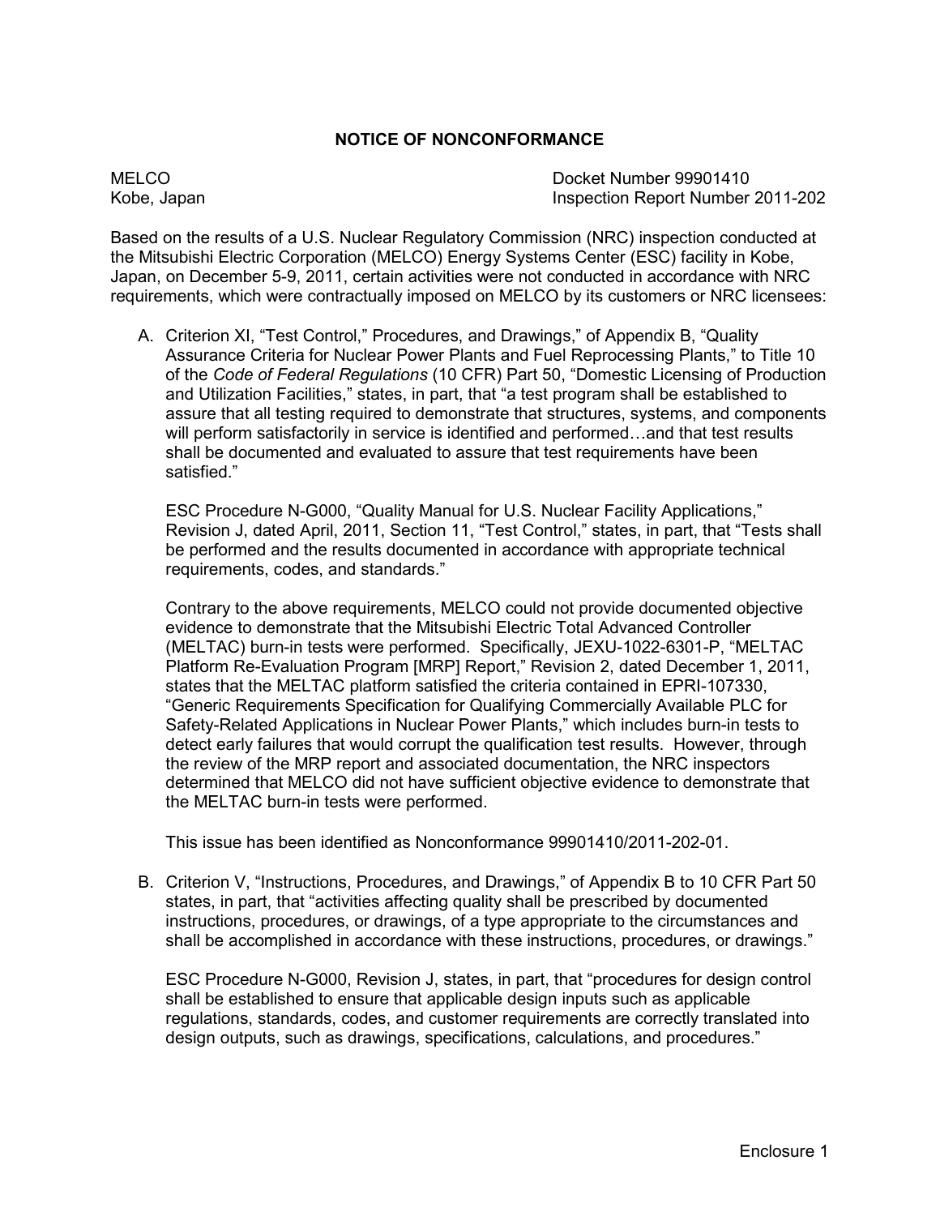## NOTICE OF NONCONFORMANCE

MELCO  
Kobe, Japan

Docket Number 99901410  
Inspection Report Number 2011-202

Based on the results of a U.S. Nuclear Regulatory Commission (NRC) inspection conducted at the Mitsubishi Electric Corporation (MELCO) Energy Systems Center (ESC) facility in Kobe, Japan, on December 5-9, 2011, certain activities were not conducted in accordance with NRC requirements, which were contractually imposed on MELCO by its customers or NRC licensees:

A. Criterion XI, "Test Control," Procedures, and Drawings," of Appendix B, "Quality Assurance Criteria for Nuclear Power Plants and Fuel Reprocessing Plants," to Title 10 of the *Code of Federal Regulations* (10 CFR) Part 50, "Domestic Licensing of Production and Utilization Facilities," states, in part, that "a test program shall be established to assure that all testing required to demonstrate that structures, systems, and components will perform satisfactorily in service is identified and performed…and that test results shall be documented and evaluated to assure that test requirements have been satisfied."

   ESC Procedure N-G000, "Quality Manual for U.S. Nuclear Facility Applications," Revision J, dated April, 2011, Section 11, "Test Control," states, in part, that "Tests shall be performed and the results documented in accordance with appropriate technical requirements, codes, and standards."

   Contrary to the above requirements, MELCO could not provide documented objective evidence to demonstrate that the Mitsubishi Electric Total Advanced Controller (MELTAC) burn-in tests were performed. Specifically, JEXU-1022-6301-P, "MELTAC Platform Re-Evaluation Program [MRP] Report," Revision 2, dated December 1, 2011, states that the MELTAC platform satisfied the criteria contained in EPRI-107330, "Generic Requirements Specification for Qualifying Commercially Available PLC for Safety-Related Applications in Nuclear Power Plants," which includes burn-in tests to detect early failures that would corrupt the qualification test results. However, through the review of the MRP report and associated documentation, the NRC inspectors determined that MELCO did not have sufficient objective evidence to demonstrate that the MELTAC burn-in tests were performed.

   This issue has been identified as Nonconformance 99901410/2011-202-01.

B. Criterion V, "Instructions, Procedures, and Drawings," of Appendix B to 10 CFR Part 50 states, in part, that "activities affecting quality shall be prescribed by documented instructions, procedures, or drawings, of a type appropriate to the circumstances and shall be accomplished in accordance with these instructions, procedures, or drawings."

   ESC Procedure N-G000, Revision J, states, in part, that "procedures for design control shall be established to ensure that applicable design inputs such as applicable regulations, standards, codes, and customer requirements are correctly translated into design outputs, such as drawings, specifications, calculations, and procedures."

Enclosure 1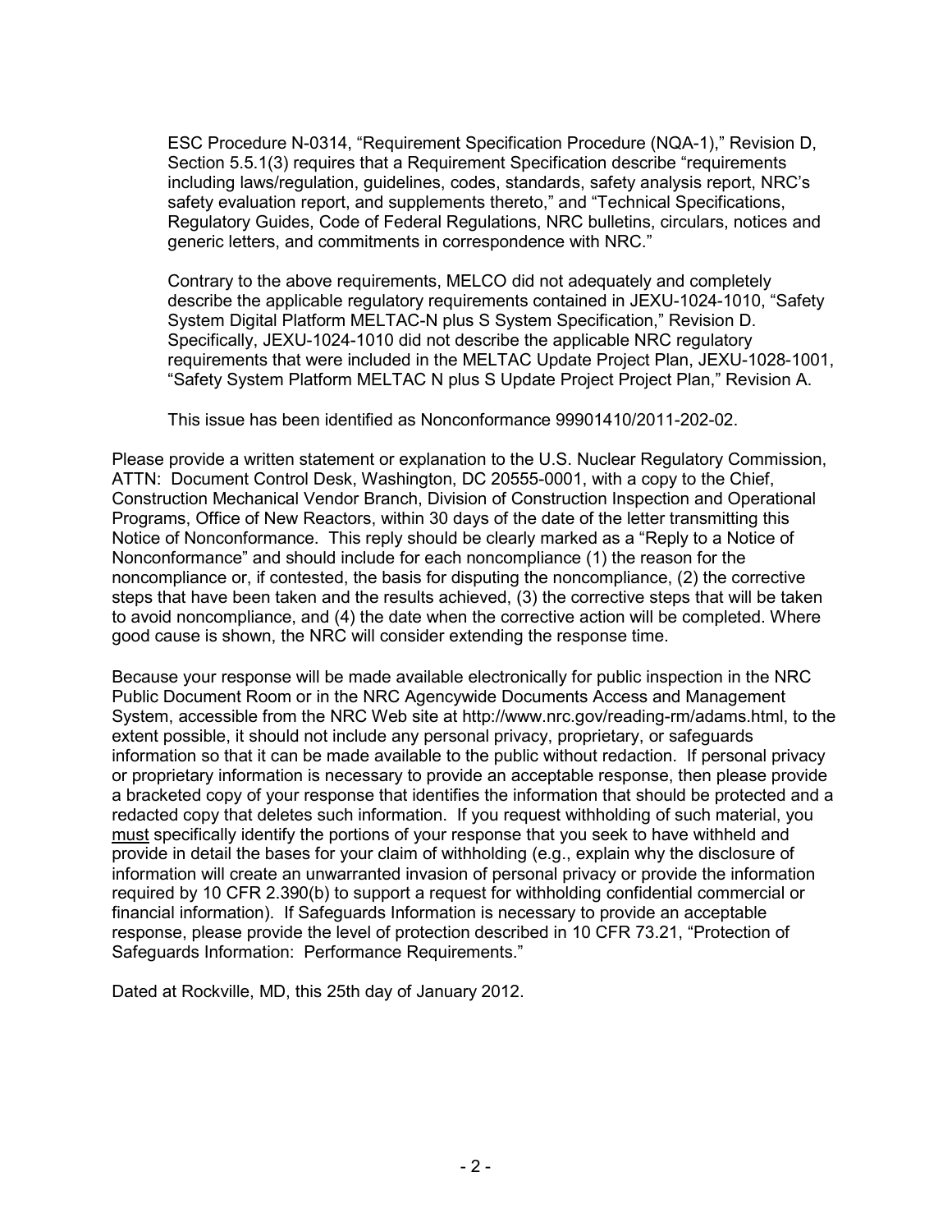ESC Procedure N-0314, "Requirement Specification Procedure (NQA-1)," Revision D, Section 5.5.1(3) requires that a Requirement Specification describe "requirements including laws/regulation, guidelines, codes, standards, safety analysis report, NRC's safety evaluation report, and supplements thereto," and "Technical Specifications, Regulatory Guides, Code of Federal Regulations, NRC bulletins, circulars, notices and generic letters, and commitments in correspondence with NRC."

Contrary to the above requirements, MELCO did not adequately and completely describe the applicable regulatory requirements contained in JEXU-1024-1010, "Safety System Digital Platform MELTAC-N plus S System Specification," Revision D. Specifically, JEXU-1024-1010 did not describe the applicable NRC regulatory requirements that were included in the MELTAC Update Project Plan, JEXU-1028-1001, "Safety System Platform MELTAC N plus S Update Project Project Plan," Revision A.

This issue has been identified as Nonconformance 99901410/2011-202-02.

Please provide a written statement or explanation to the U.S. Nuclear Regulatory Commission, ATTN: Document Control Desk, Washington, DC 20555-0001, with a copy to the Chief, Construction Mechanical Vendor Branch, Division of Construction Inspection and Operational Programs, Office of New Reactors, within 30 days of the date of the letter transmitting this Notice of Nonconformance. This reply should be clearly marked as a "Reply to a Notice of Nonconformance" and should include for each noncompliance (1) the reason for the noncompliance or, if contested, the basis for disputing the noncompliance, (2) the corrective steps that have been taken and the results achieved, (3) the corrective steps that will be taken to avoid noncompliance, and (4) the date when the corrective action will be completed. Where good cause is shown, the NRC will consider extending the response time.

Because your response will be made available electronically for public inspection in the NRC Public Document Room or in the NRC Agencywide Documents Access and Management System, accessible from the NRC Web site at http://www.nrc.gov/reading-rm/adams.html, to the extent possible, it should not include any personal privacy, proprietary, or safeguards information so that it can be made available to the public without redaction. If personal privacy or proprietary information is necessary to provide an acceptable response, then please provide a bracketed copy of your response that identifies the information that should be protected and a redacted copy that deletes such information. If you request withholding of such material, you must specifically identify the portions of your response that you seek to have withheld and provide in detail the bases for your claim of withholding (e.g., explain why the disclosure of information will create an unwarranted invasion of personal privacy or provide the information required by 10 CFR 2.390(b) to support a request for withholding confidential commercial or financial information). If Safeguards Information is necessary to provide an acceptable response, please provide the level of protection described in 10 CFR 73.21, "Protection of Safeguards Information: Performance Requirements."

Dated at Rockville, MD, this 25th day of January 2012.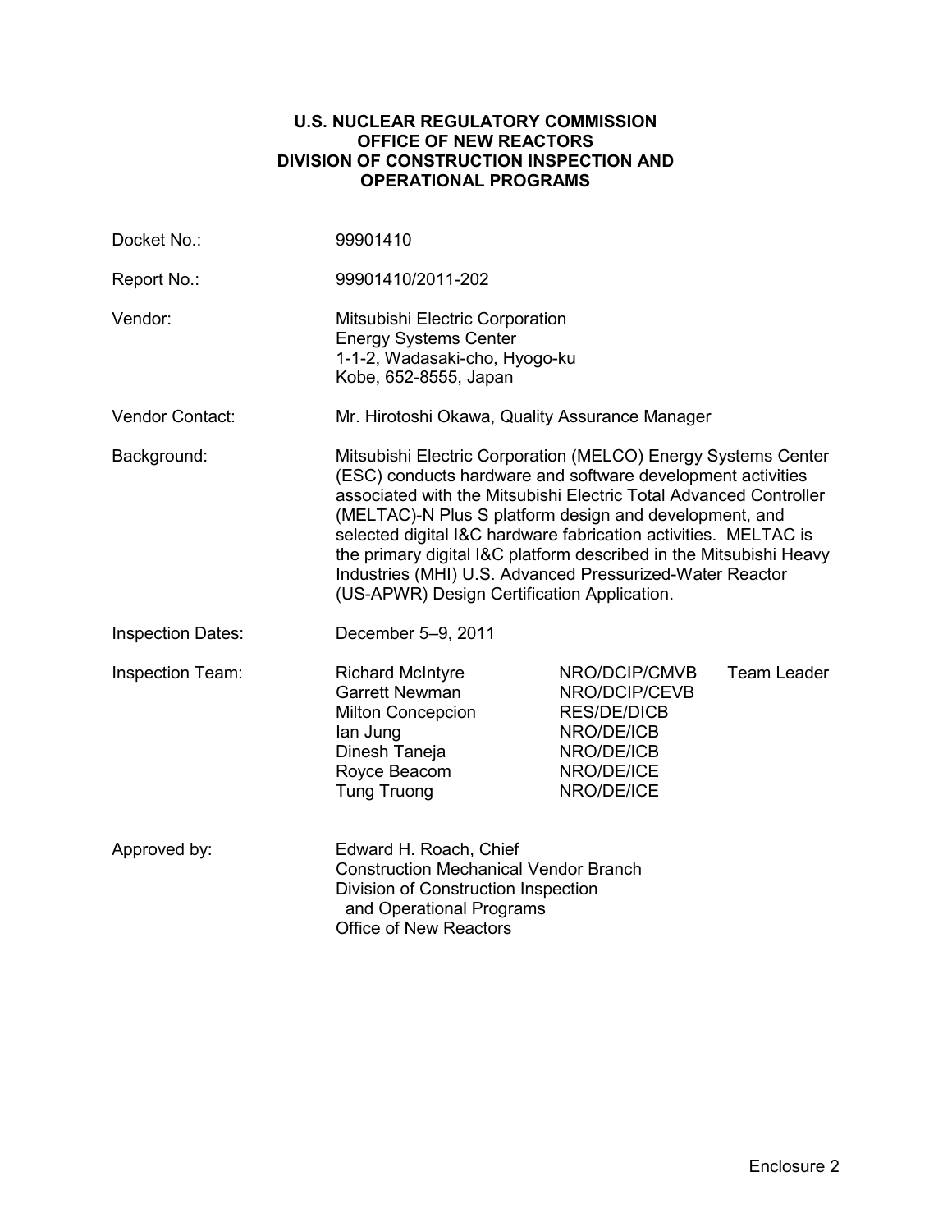**U.S. NUCLEAR REGULATORY COMMISSION**
**OFFICE OF NEW REACTORS**
**DIVISION OF CONSTRUCTION INSPECTION AND OPERATIONAL PROGRAMS**

| | |
|---|---|
| Docket No.: | 99901410 |
| Report No.: | 99901410/2011-202 |
| Vendor: | Mitsubishi Electric Corporation<br>Energy Systems Center<br>1-1-2, Wadasaki-cho, Hyogo-ku<br>Kobe, 652-8555, Japan |
| Vendor Contact: | Mr. Hirotoshi Okawa, Quality Assurance Manager |
| Background: | Mitsubishi Electric Corporation (MELCO) Energy Systems Center (ESC) conducts hardware and software development activities associated with the Mitsubishi Electric Total Advanced Controller (MELTAC)-N Plus S platform design and development, and selected digital I&C hardware fabrication activities. MELTAC is the primary digital I&C platform described in the Mitsubishi Heavy Industries (MHI) U.S. Advanced Pressurized-Water Reactor (US-APWR) Design Certification Application. |
| Inspection Dates: | December 5–9, 2011 |

Inspection Team:

| | | |
|---|---|---|
| Richard McIntyre | NRO/DCIP/CMVB | Team Leader |
| Garrett Newman | NRO/DCIP/CEVB | |
| Milton Concepcion | RES/DE/DICB | |
| Ian Jung | NRO/DE/ICB | |
| Dinesh Taneja | NRO/DE/ICB | |
| Royce Beacom | NRO/DE/ICE | |
| Tung Truong | NRO/DE/ICE | |

Approved by: Edward H. Roach, Chief
Construction Mechanical Vendor Branch
Division of Construction Inspection and Operational Programs
Office of New Reactors

Enclosure 2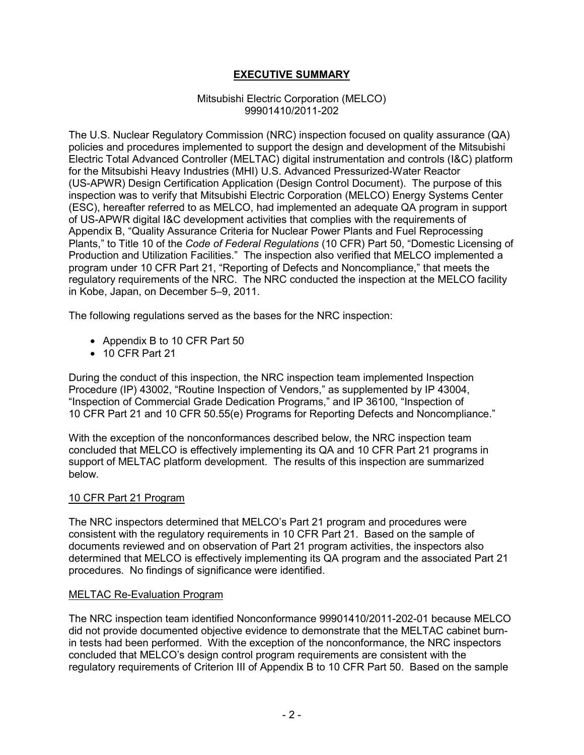# EXECUTIVE SUMMARY

Mitsubishi Electric Corporation (MELCO)
99901410/2011-202

The U.S. Nuclear Regulatory Commission (NRC) inspection focused on quality assurance (QA) policies and procedures implemented to support the design and development of the Mitsubishi Electric Total Advanced Controller (MELTAC) digital instrumentation and controls (I&C) platform for the Mitsubishi Heavy Industries (MHI) U.S. Advanced Pressurized-Water Reactor (US-APWR) Design Certification Application (Design Control Document). The purpose of this inspection was to verify that Mitsubishi Electric Corporation (MELCO) Energy Systems Center (ESC), hereafter referred to as MELCO, had implemented an adequate QA program in support of US-APWR digital I&C development activities that complies with the requirements of Appendix B, "Quality Assurance Criteria for Nuclear Power Plants and Fuel Reprocessing Plants," to Title 10 of the *Code of Federal Regulations* (10 CFR) Part 50, "Domestic Licensing of Production and Utilization Facilities." The inspection also verified that MELCO implemented a program under 10 CFR Part 21, "Reporting of Defects and Noncompliance," that meets the regulatory requirements of the NRC. The NRC conducted the inspection at the MELCO facility in Kobe, Japan, on December 5–9, 2011.

The following regulations served as the bases for the NRC inspection:

- Appendix B to 10 CFR Part 50
- 10 CFR Part 21

During the conduct of this inspection, the NRC inspection team implemented Inspection Procedure (IP) 43002, "Routine Inspection of Vendors," as supplemented by IP 43004, "Inspection of Commercial Grade Dedication Programs," and IP 36100, "Inspection of 10 CFR Part 21 and 10 CFR 50.55(e) Programs for Reporting Defects and Noncompliance."

With the exception of the nonconformances described below, the NRC inspection team concluded that MELCO is effectively implementing its QA and 10 CFR Part 21 programs in support of MELTAC platform development. The results of this inspection are summarized below.

## 10 CFR Part 21 Program

The NRC inspectors determined that MELCO's Part 21 program and procedures were consistent with the regulatory requirements in 10 CFR Part 21. Based on the sample of documents reviewed and on observation of Part 21 program activities, the inspectors also determined that MELCO is effectively implementing its QA program and the associated Part 21 procedures. No findings of significance were identified.

## MELTAC Re-Evaluation Program

The NRC inspection team identified Nonconformance 99901410/2011-202-01 because MELCO did not provide documented objective evidence to demonstrate that the MELTAC cabinet burn-in tests had been performed. With the exception of the nonconformance, the NRC inspectors concluded that MELCO's design control program requirements are consistent with the regulatory requirements of Criterion III of Appendix B to 10 CFR Part 50. Based on the sample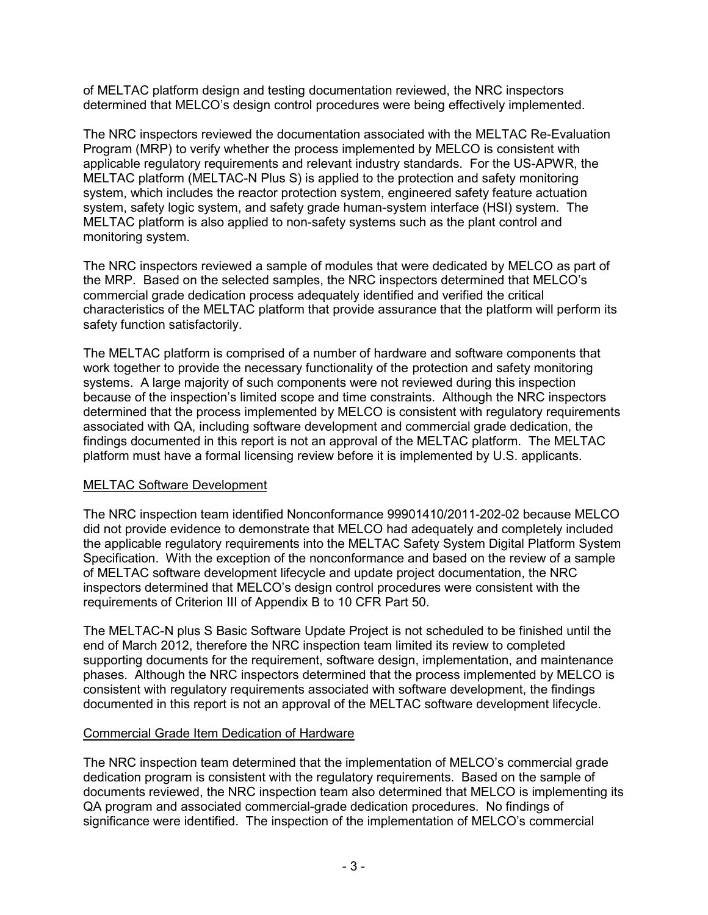of MELTAC platform design and testing documentation reviewed, the NRC inspectors determined that MELCO's design control procedures were being effectively implemented.

The NRC inspectors reviewed the documentation associated with the MELTAC Re-Evaluation Program (MRP) to verify whether the process implemented by MELCO is consistent with applicable regulatory requirements and relevant industry standards. For the US-APWR, the MELTAC platform (MELTAC-N Plus S) is applied to the protection and safety monitoring system, which includes the reactor protection system, engineered safety feature actuation system, safety logic system, and safety grade human-system interface (HSI) system. The MELTAC platform is also applied to non-safety systems such as the plant control and monitoring system.

The NRC inspectors reviewed a sample of modules that were dedicated by MELCO as part of the MRP. Based on the selected samples, the NRC inspectors determined that MELCO's commercial grade dedication process adequately identified and verified the critical characteristics of the MELTAC platform that provide assurance that the platform will perform its safety function satisfactorily.

The MELTAC platform is comprised of a number of hardware and software components that work together to provide the necessary functionality of the protection and safety monitoring systems. A large majority of such components were not reviewed during this inspection because of the inspection's limited scope and time constraints. Although the NRC inspectors determined that the process implemented by MELCO is consistent with regulatory requirements associated with QA, including software development and commercial grade dedication, the findings documented in this report is not an approval of the MELTAC platform. The MELTAC platform must have a formal licensing review before it is implemented by U.S. applicants.

MELTAC Software Development

The NRC inspection team identified Nonconformance 99901410/2011-202-02 because MELCO did not provide evidence to demonstrate that MELCO had adequately and completely included the applicable regulatory requirements into the MELTAC Safety System Digital Platform System Specification. With the exception of the nonconformance and based on the review of a sample of MELTAC software development lifecycle and update project documentation, the NRC inspectors determined that MELCO's design control procedures were consistent with the requirements of Criterion III of Appendix B to 10 CFR Part 50.

The MELTAC-N plus S Basic Software Update Project is not scheduled to be finished until the end of March 2012, therefore the NRC inspection team limited its review to completed supporting documents for the requirement, software design, implementation, and maintenance phases. Although the NRC inspectors determined that the process implemented by MELCO is consistent with regulatory requirements associated with software development, the findings documented in this report is not an approval of the MELTAC software development lifecycle.

Commercial Grade Item Dedication of Hardware

The NRC inspection team determined that the implementation of MELCO's commercial grade dedication program is consistent with the regulatory requirements. Based on the sample of documents reviewed, the NRC inspection team also determined that MELCO is implementing its QA program and associated commercial-grade dedication procedures. No findings of significance were identified. The inspection of the implementation of MELCO's commercial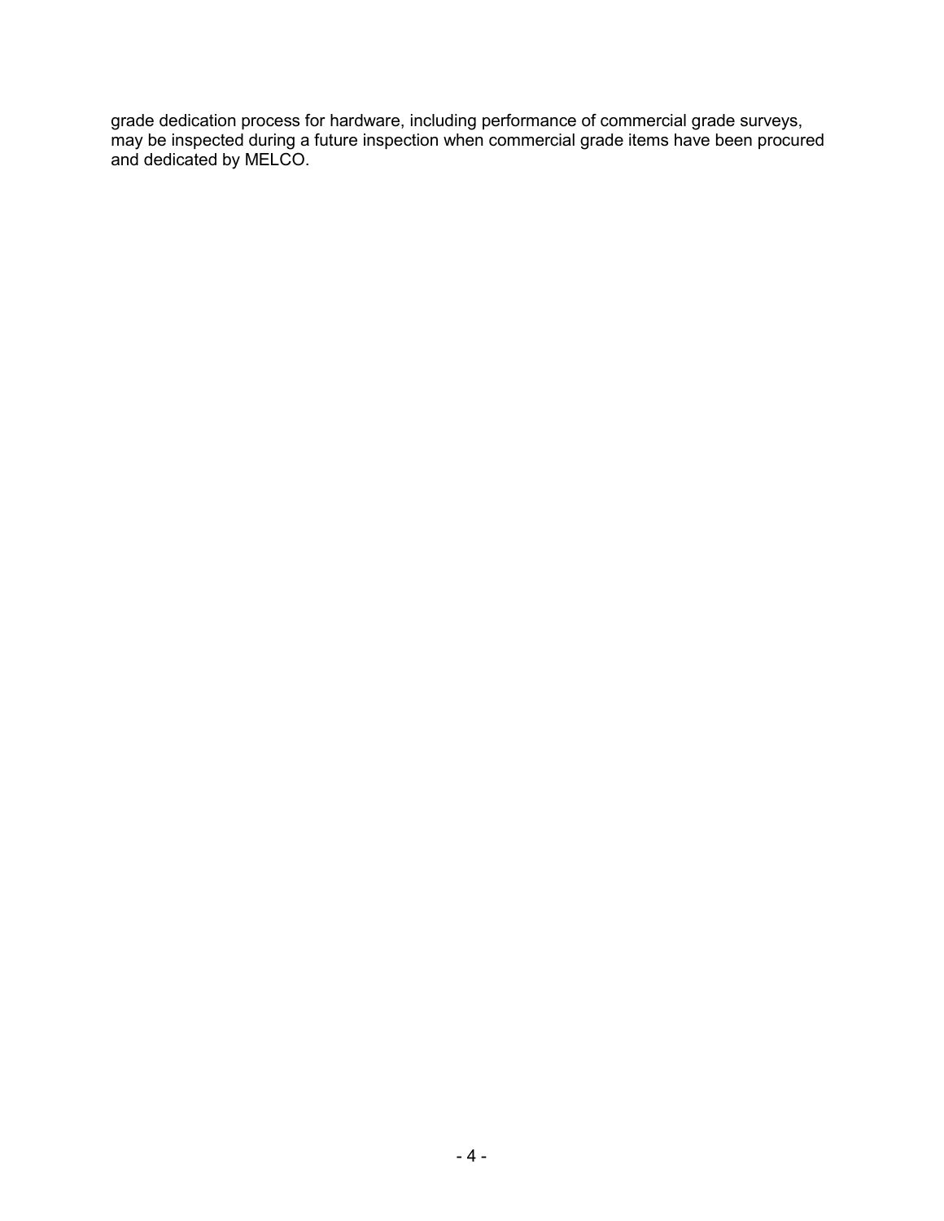grade dedication process for hardware, including performance of commercial grade surveys, may be inspected during a future inspection when commercial grade items have been procured and dedicated by MELCO.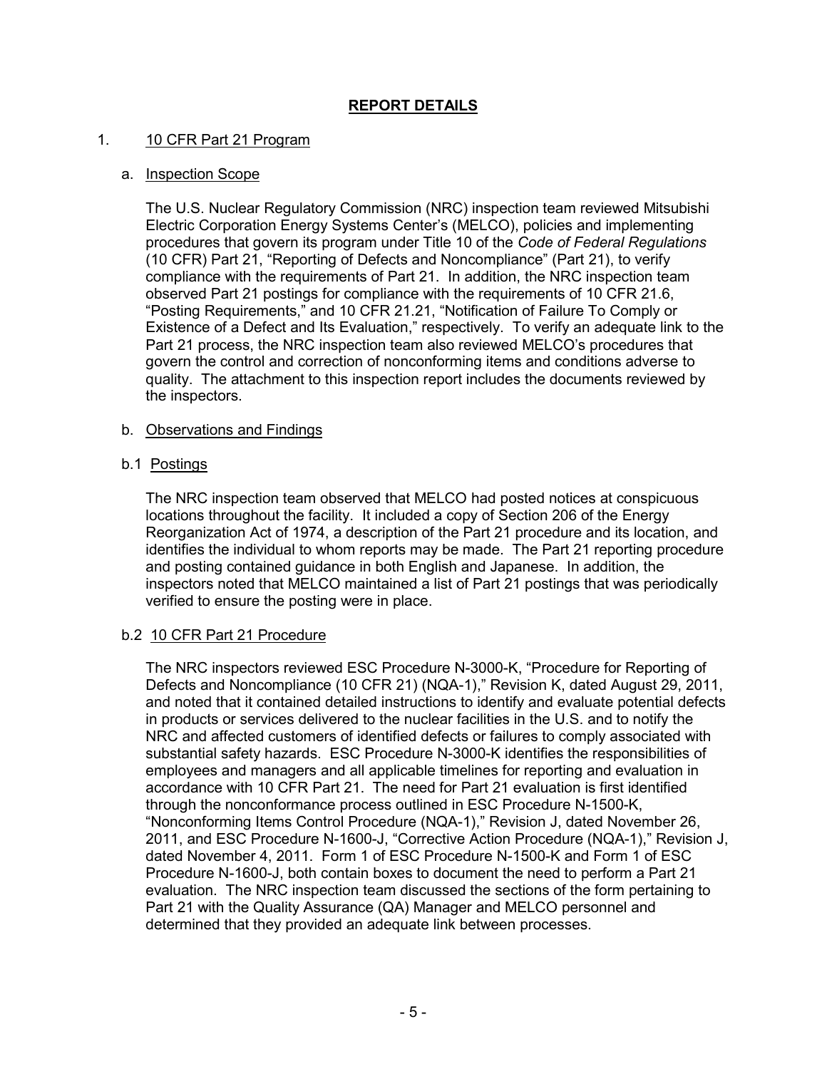## REPORT DETAILS

1. 10 CFR Part 21 Program

a. Inspection Scope

The U.S. Nuclear Regulatory Commission (NRC) inspection team reviewed Mitsubishi Electric Corporation Energy Systems Center's (MELCO), policies and implementing procedures that govern its program under Title 10 of the *Code of Federal Regulations* (10 CFR) Part 21, "Reporting of Defects and Noncompliance" (Part 21), to verify compliance with the requirements of Part 21. In addition, the NRC inspection team observed Part 21 postings for compliance with the requirements of 10 CFR 21.6, "Posting Requirements," and 10 CFR 21.21, "Notification of Failure To Comply or Existence of a Defect and Its Evaluation," respectively. To verify an adequate link to the Part 21 process, the NRC inspection team also reviewed MELCO's procedures that govern the control and correction of nonconforming items and conditions adverse to quality. The attachment to this inspection report includes the documents reviewed by the inspectors.

b. Observations and Findings

b.1 Postings

The NRC inspection team observed that MELCO had posted notices at conspicuous locations throughout the facility. It included a copy of Section 206 of the Energy Reorganization Act of 1974, a description of the Part 21 procedure and its location, and identifies the individual to whom reports may be made. The Part 21 reporting procedure and posting contained guidance in both English and Japanese. In addition, the inspectors noted that MELCO maintained a list of Part 21 postings that was periodically verified to ensure the posting were in place.

b.2 10 CFR Part 21 Procedure

The NRC inspectors reviewed ESC Procedure N-3000-K, "Procedure for Reporting of Defects and Noncompliance (10 CFR 21) (NQA-1)," Revision K, dated August 29, 2011, and noted that it contained detailed instructions to identify and evaluate potential defects in products or services delivered to the nuclear facilities in the U.S. and to notify the NRC and affected customers of identified defects or failures to comply associated with substantial safety hazards. ESC Procedure N-3000-K identifies the responsibilities of employees and managers and all applicable timelines for reporting and evaluation in accordance with 10 CFR Part 21. The need for Part 21 evaluation is first identified through the nonconformance process outlined in ESC Procedure N-1500-K, "Nonconforming Items Control Procedure (NQA-1)," Revision J, dated November 26, 2011, and ESC Procedure N-1600-J, "Corrective Action Procedure (NQA-1)," Revision J, dated November 4, 2011. Form 1 of ESC Procedure N-1500-K and Form 1 of ESC Procedure N-1600-J, both contain boxes to document the need to perform a Part 21 evaluation. The NRC inspection team discussed the sections of the form pertaining to Part 21 with the Quality Assurance (QA) Manager and MELCO personnel and determined that they provided an adequate link between processes.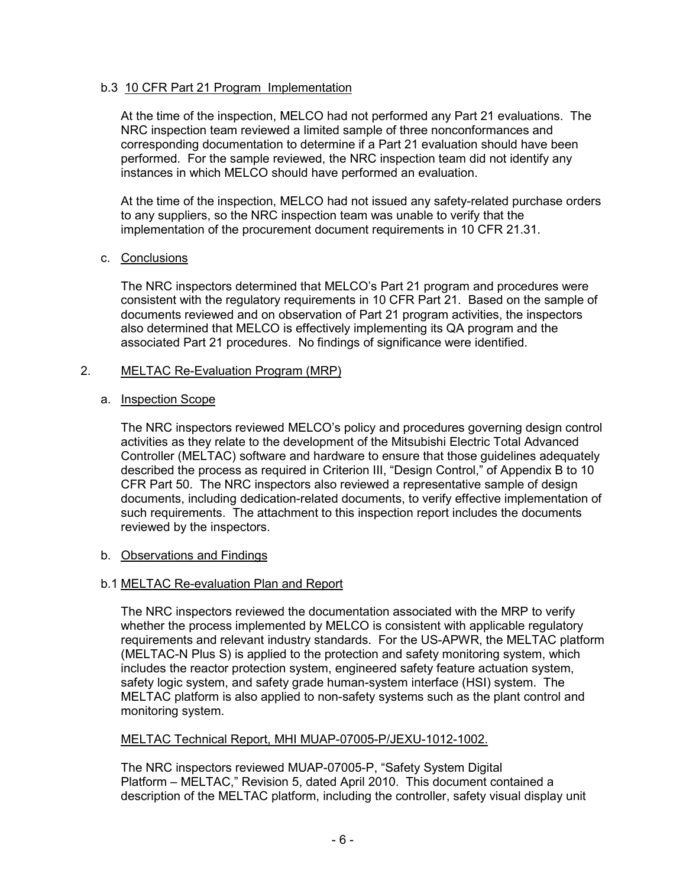b.3 10 CFR Part 21 Program Implementation

At the time of the inspection, MELCO had not performed any Part 21 evaluations. The NRC inspection team reviewed a limited sample of three nonconformances and corresponding documentation to determine if a Part 21 evaluation should have been performed. For the sample reviewed, the NRC inspection team did not identify any instances in which MELCO should have performed an evaluation.

At the time of the inspection, MELCO had not issued any safety-related purchase orders to any suppliers, so the NRC inspection team was unable to verify that the implementation of the procurement document requirements in 10 CFR 21.31.

c. Conclusions

The NRC inspectors determined that MELCO's Part 21 program and procedures were consistent with the regulatory requirements in 10 CFR Part 21. Based on the sample of documents reviewed and on observation of Part 21 program activities, the inspectors also determined that MELCO is effectively implementing its QA program and the associated Part 21 procedures. No findings of significance were identified.

2. MELTAC Re-Evaluation Program (MRP)

a. Inspection Scope

The NRC inspectors reviewed MELCO's policy and procedures governing design control activities as they relate to the development of the Mitsubishi Electric Total Advanced Controller (MELTAC) software and hardware to ensure that those guidelines adequately described the process as required in Criterion III, "Design Control," of Appendix B to 10 CFR Part 50. The NRC inspectors also reviewed a representative sample of design documents, including dedication-related documents, to verify effective implementation of such requirements. The attachment to this inspection report includes the documents reviewed by the inspectors.

b. Observations and Findings

b.1 MELTAC Re-evaluation Plan and Report

The NRC inspectors reviewed the documentation associated with the MRP to verify whether the process implemented by MELCO is consistent with applicable regulatory requirements and relevant industry standards. For the US-APWR, the MELTAC platform (MELTAC-N Plus S) is applied to the protection and safety monitoring system, which includes the reactor protection system, engineered safety feature actuation system, safety logic system, and safety grade human-system interface (HSI) system. The MELTAC platform is also applied to non-safety systems such as the plant control and monitoring system.

MELTAC Technical Report, MHI MUAP-07005-P/JEXU-1012-1002.

The NRC inspectors reviewed MUAP-07005-P, "Safety System Digital Platform – MELTAC," Revision 5, dated April 2010. This document contained a description of the MELTAC platform, including the controller, safety visual display unit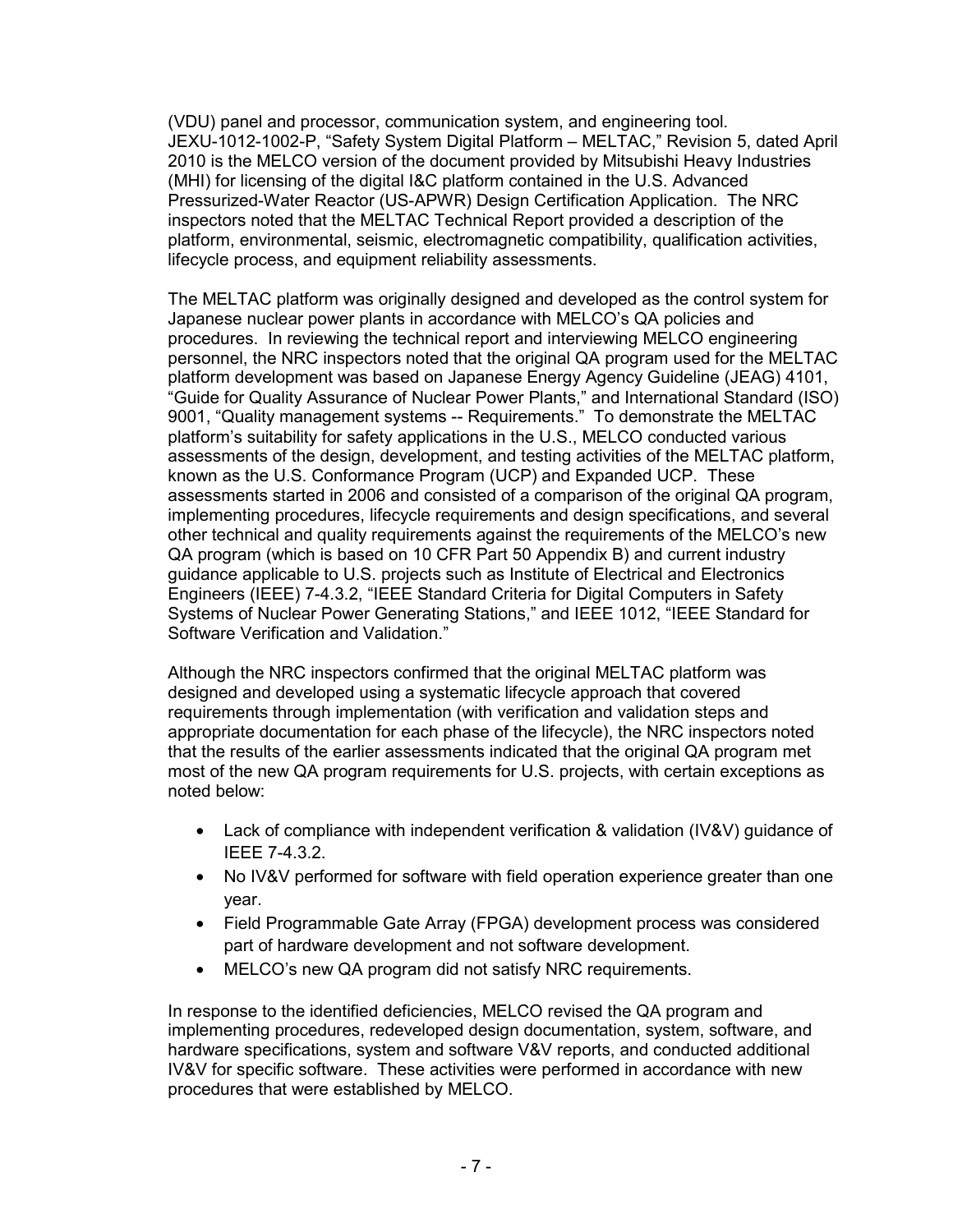(VDU) panel and processor, communication system, and engineering tool. JEXU-1012-1002-P, "Safety System Digital Platform – MELTAC," Revision 5, dated April 2010 is the MELCO version of the document provided by Mitsubishi Heavy Industries (MHI) for licensing of the digital I&C platform contained in the U.S. Advanced Pressurized-Water Reactor (US-APWR) Design Certification Application. The NRC inspectors noted that the MELTAC Technical Report provided a description of the platform, environmental, seismic, electromagnetic compatibility, qualification activities, lifecycle process, and equipment reliability assessments.

The MELTAC platform was originally designed and developed as the control system for Japanese nuclear power plants in accordance with MELCO's QA policies and procedures. In reviewing the technical report and interviewing MELCO engineering personnel, the NRC inspectors noted that the original QA program used for the MELTAC platform development was based on Japanese Energy Agency Guideline (JEAG) 4101, "Guide for Quality Assurance of Nuclear Power Plants," and International Standard (ISO) 9001, "Quality management systems -- Requirements." To demonstrate the MELTAC platform's suitability for safety applications in the U.S., MELCO conducted various assessments of the design, development, and testing activities of the MELTAC platform, known as the U.S. Conformance Program (UCP) and Expanded UCP. These assessments started in 2006 and consisted of a comparison of the original QA program, implementing procedures, lifecycle requirements and design specifications, and several other technical and quality requirements against the requirements of the MELCO's new QA program (which is based on 10 CFR Part 50 Appendix B) and current industry guidance applicable to U.S. projects such as Institute of Electrical and Electronics Engineers (IEEE) 7-4.3.2, "IEEE Standard Criteria for Digital Computers in Safety Systems of Nuclear Power Generating Stations," and IEEE 1012, "IEEE Standard for Software Verification and Validation."

Although the NRC inspectors confirmed that the original MELTAC platform was designed and developed using a systematic lifecycle approach that covered requirements through implementation (with verification and validation steps and appropriate documentation for each phase of the lifecycle), the NRC inspectors noted that the results of the earlier assessments indicated that the original QA program met most of the new QA program requirements for U.S. projects, with certain exceptions as noted below:

- Lack of compliance with independent verification & validation (IV&V) guidance of IEEE 7-4.3.2.
- No IV&V performed for software with field operation experience greater than one year.
- Field Programmable Gate Array (FPGA) development process was considered part of hardware development and not software development.
- MELCO's new QA program did not satisfy NRC requirements.

In response to the identified deficiencies, MELCO revised the QA program and implementing procedures, redeveloped design documentation, system, software, and hardware specifications, system and software V&V reports, and conducted additional IV&V for specific software. These activities were performed in accordance with new procedures that were established by MELCO.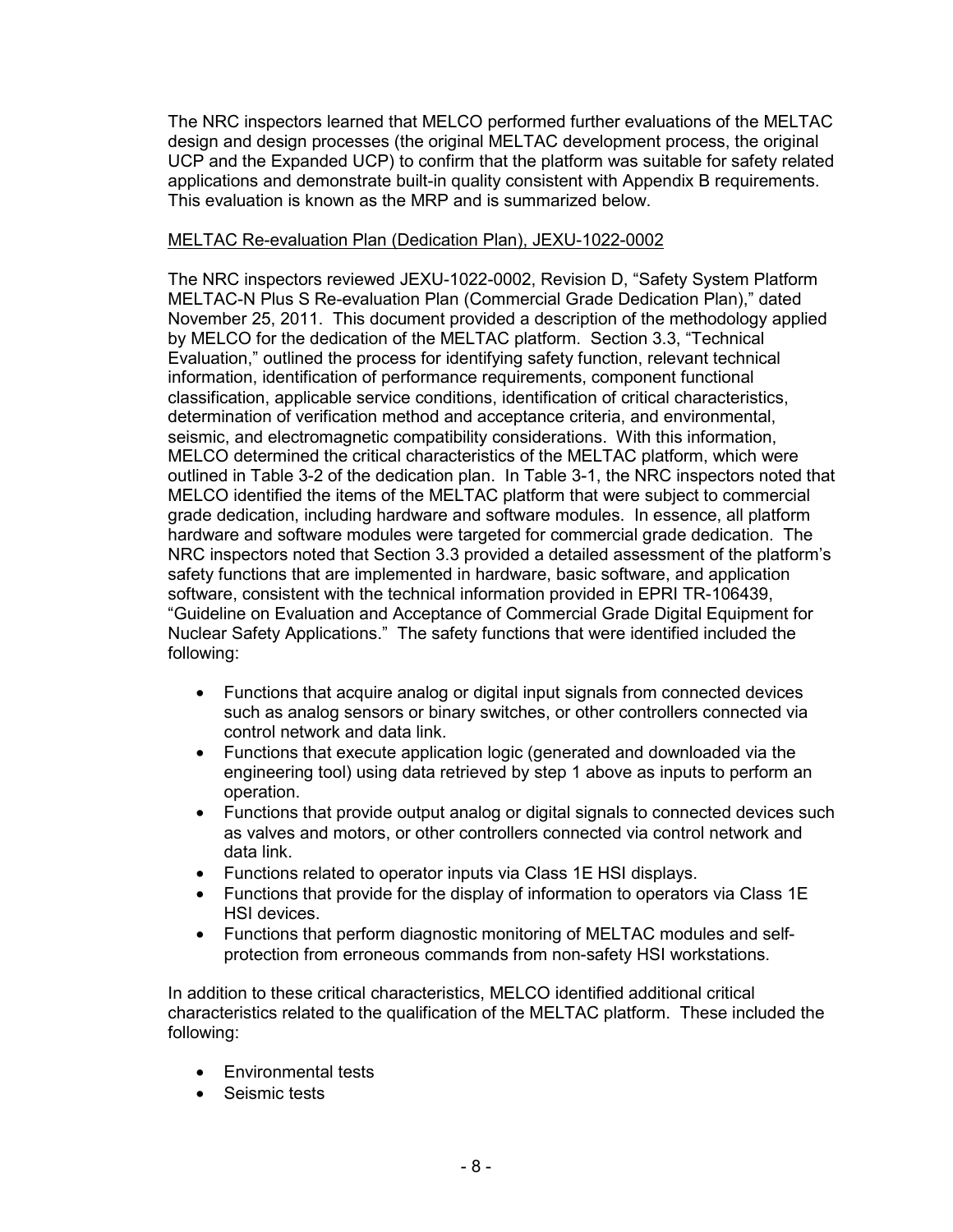The NRC inspectors learned that MELCO performed further evaluations of the MELTAC design and design processes (the original MELTAC development process, the original UCP and the Expanded UCP) to confirm that the platform was suitable for safety related applications and demonstrate built-in quality consistent with Appendix B requirements. This evaluation is known as the MRP and is summarized below.

MELTAC Re-evaluation Plan (Dedication Plan), JEXU-1022-0002

The NRC inspectors reviewed JEXU-1022-0002, Revision D, "Safety System Platform MELTAC-N Plus S Re-evaluation Plan (Commercial Grade Dedication Plan)," dated November 25, 2011. This document provided a description of the methodology applied by MELCO for the dedication of the MELTAC platform. Section 3.3, "Technical Evaluation," outlined the process for identifying safety function, relevant technical information, identification of performance requirements, component functional classification, applicable service conditions, identification of critical characteristics, determination of verification method and acceptance criteria, and environmental, seismic, and electromagnetic compatibility considerations. With this information, MELCO determined the critical characteristics of the MELTAC platform, which were outlined in Table 3-2 of the dedication plan. In Table 3-1, the NRC inspectors noted that MELCO identified the items of the MELTAC platform that were subject to commercial grade dedication, including hardware and software modules. In essence, all platform hardware and software modules were targeted for commercial grade dedication. The NRC inspectors noted that Section 3.3 provided a detailed assessment of the platform's safety functions that are implemented in hardware, basic software, and application software, consistent with the technical information provided in EPRI TR-106439, "Guideline on Evaluation and Acceptance of Commercial Grade Digital Equipment for Nuclear Safety Applications." The safety functions that were identified included the following:

- Functions that acquire analog or digital input signals from connected devices such as analog sensors or binary switches, or other controllers connected via control network and data link.
- Functions that execute application logic (generated and downloaded via the engineering tool) using data retrieved by step 1 above as inputs to perform an operation.
- Functions that provide output analog or digital signals to connected devices such as valves and motors, or other controllers connected via control network and data link.
- Functions related to operator inputs via Class 1E HSI displays.
- Functions that provide for the display of information to operators via Class 1E HSI devices.
- Functions that perform diagnostic monitoring of MELTAC modules and self-protection from erroneous commands from non-safety HSI workstations.

In addition to these critical characteristics, MELCO identified additional critical characteristics related to the qualification of the MELTAC platform. These included the following:

- Environmental tests
- Seismic tests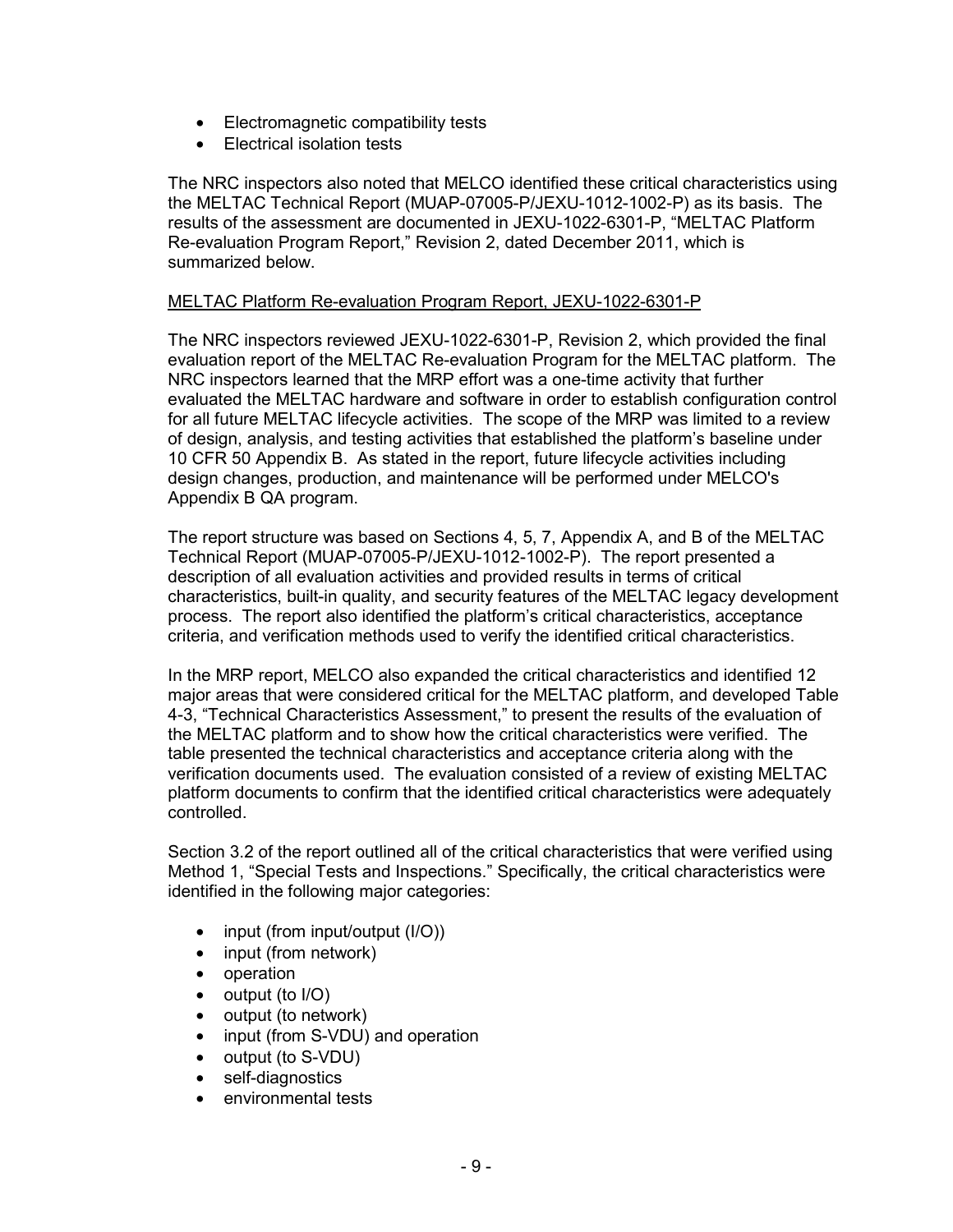- Electromagnetic compatibility tests
- Electrical isolation tests

The NRC inspectors also noted that MELCO identified these critical characteristics using the MELTAC Technical Report (MUAP-07005-P/JEXU-1012-1002-P) as its basis. The results of the assessment are documented in JEXU-1022-6301-P, "MELTAC Platform Re-evaluation Program Report," Revision 2, dated December 2011, which is summarized below.

MELTAC Platform Re-evaluation Program Report, JEXU-1022-6301-P

The NRC inspectors reviewed JEXU-1022-6301-P, Revision 2, which provided the final evaluation report of the MELTAC Re-evaluation Program for the MELTAC platform. The NRC inspectors learned that the MRP effort was a one-time activity that further evaluated the MELTAC hardware and software in order to establish configuration control for all future MELTAC lifecycle activities. The scope of the MRP was limited to a review of design, analysis, and testing activities that established the platform's baseline under 10 CFR 50 Appendix B. As stated in the report, future lifecycle activities including design changes, production, and maintenance will be performed under MELCO's Appendix B QA program.

The report structure was based on Sections 4, 5, 7, Appendix A, and B of the MELTAC Technical Report (MUAP-07005-P/JEXU-1012-1002-P). The report presented a description of all evaluation activities and provided results in terms of critical characteristics, built-in quality, and security features of the MELTAC legacy development process. The report also identified the platform's critical characteristics, acceptance criteria, and verification methods used to verify the identified critical characteristics.

In the MRP report, MELCO also expanded the critical characteristics and identified 12 major areas that were considered critical for the MELTAC platform, and developed Table 4-3, "Technical Characteristics Assessment," to present the results of the evaluation of the MELTAC platform and to show how the critical characteristics were verified. The table presented the technical characteristics and acceptance criteria along with the verification documents used. The evaluation consisted of a review of existing MELTAC platform documents to confirm that the identified critical characteristics were adequately controlled.

Section 3.2 of the report outlined all of the critical characteristics that were verified using Method 1, "Special Tests and Inspections." Specifically, the critical characteristics were identified in the following major categories:

- input (from input/output (I/O))
- input (from network)
- operation
- output (to I/O)
- output (to network)
- input (from S-VDU) and operation
- output (to S-VDU)
- self-diagnostics
- environmental tests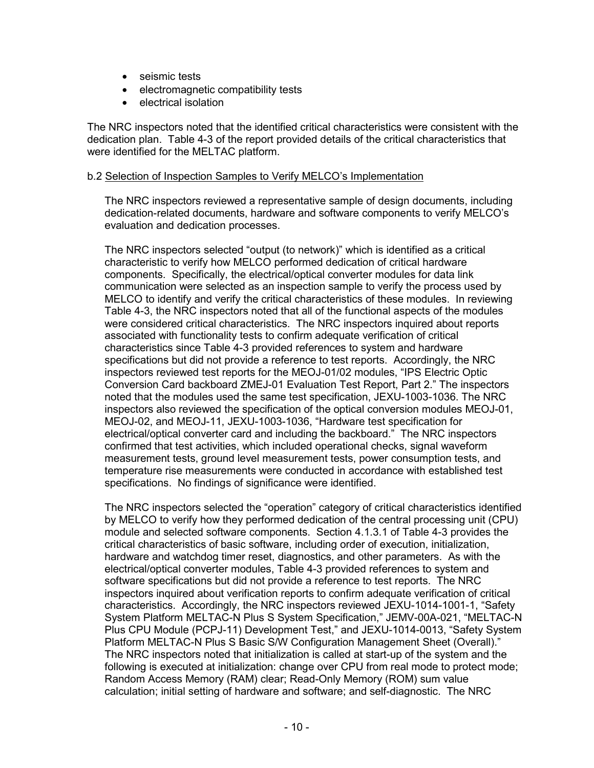- seismic tests
- electromagnetic compatibility tests
- electrical isolation

The NRC inspectors noted that the identified critical characteristics were consistent with the dedication plan. Table 4-3 of the report provided details of the critical characteristics that were identified for the MELTAC platform.

b.2 Selection of Inspection Samples to Verify MELCO's Implementation

The NRC inspectors reviewed a representative sample of design documents, including dedication-related documents, hardware and software components to verify MELCO's evaluation and dedication processes.

The NRC inspectors selected "output (to network)" which is identified as a critical characteristic to verify how MELCO performed dedication of critical hardware components. Specifically, the electrical/optical converter modules for data link communication were selected as an inspection sample to verify the process used by MELCO to identify and verify the critical characteristics of these modules. In reviewing Table 4-3, the NRC inspectors noted that all of the functional aspects of the modules were considered critical characteristics. The NRC inspectors inquired about reports associated with functionality tests to confirm adequate verification of critical characteristics since Table 4-3 provided references to system and hardware specifications but did not provide a reference to test reports. Accordingly, the NRC inspectors reviewed test reports for the MEOJ-01/02 modules, "IPS Electric Optic Conversion Card backboard ZMEJ-01 Evaluation Test Report, Part 2." The inspectors noted that the modules used the same test specification, JEXU-1003-1036. The NRC inspectors also reviewed the specification of the optical conversion modules MEOJ-01, MEOJ-02, and MEOJ-11, JEXU-1003-1036, "Hardware test specification for electrical/optical converter card and including the backboard." The NRC inspectors confirmed that test activities, which included operational checks, signal waveform measurement tests, ground level measurement tests, power consumption tests, and temperature rise measurements were conducted in accordance with established test specifications. No findings of significance were identified.

The NRC inspectors selected the "operation" category of critical characteristics identified by MELCO to verify how they performed dedication of the central processing unit (CPU) module and selected software components. Section 4.1.3.1 of Table 4-3 provides the critical characteristics of basic software, including order of execution, initialization, hardware and watchdog timer reset, diagnostics, and other parameters. As with the electrical/optical converter modules, Table 4-3 provided references to system and software specifications but did not provide a reference to test reports. The NRC inspectors inquired about verification reports to confirm adequate verification of critical characteristics. Accordingly, the NRC inspectors reviewed JEXU-1014-1001-1, "Safety System Platform MELTAC-N Plus S System Specification," JEMV-00A-021, "MELTAC-N Plus CPU Module (PCPJ-11) Development Test," and JEXU-1014-0013, "Safety System Platform MELTAC-N Plus S Basic S/W Configuration Management Sheet (Overall)." The NRC inspectors noted that initialization is called at start-up of the system and the following is executed at initialization: change over CPU from real mode to protect mode; Random Access Memory (RAM) clear; Read-Only Memory (ROM) sum value calculation; initial setting of hardware and software; and self-diagnostic. The NRC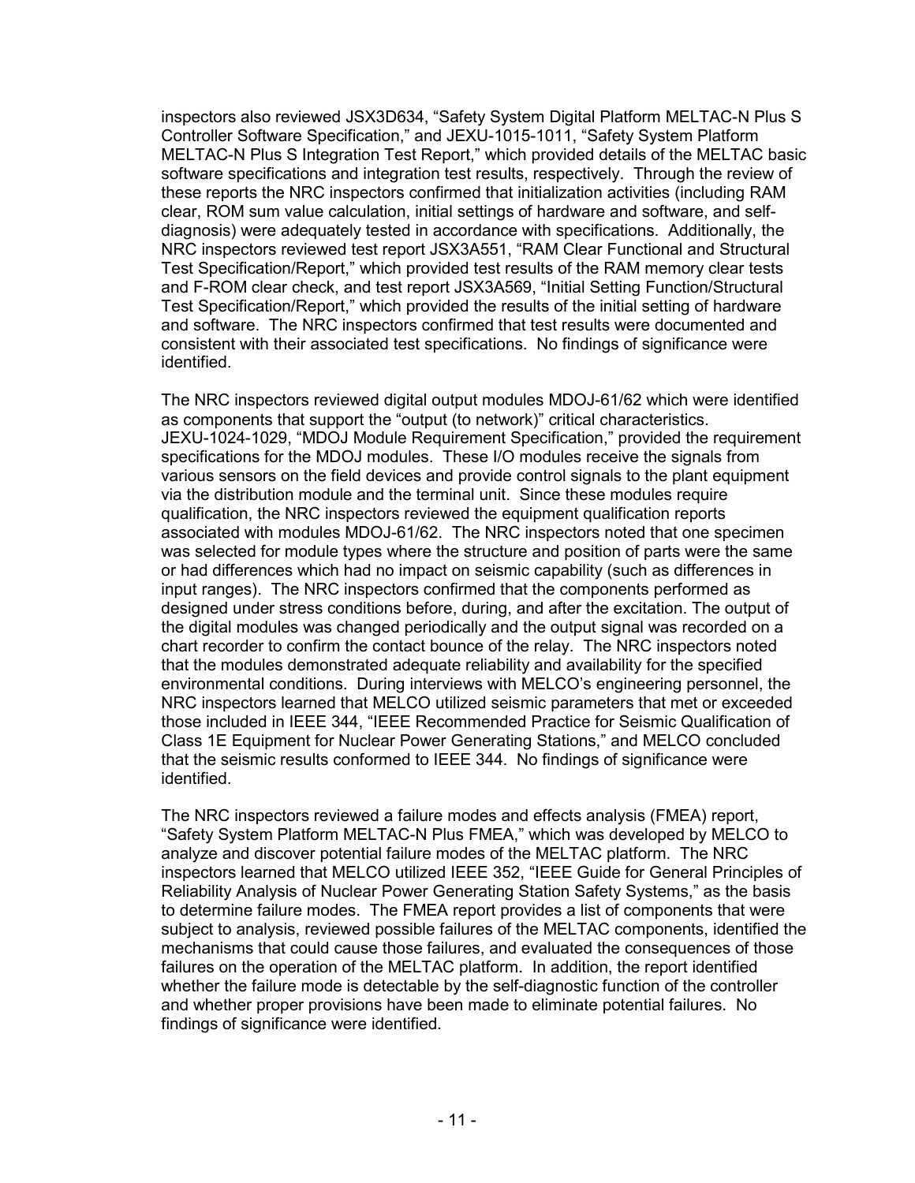inspectors also reviewed JSX3D634, "Safety System Digital Platform MELTAC-N Plus S Controller Software Specification," and JEXU-1015-1011, "Safety System Platform MELTAC-N Plus S Integration Test Report," which provided details of the MELTAC basic software specifications and integration test results, respectively. Through the review of these reports the NRC inspectors confirmed that initialization activities (including RAM clear, ROM sum value calculation, initial settings of hardware and software, and self-diagnosis) were adequately tested in accordance with specifications. Additionally, the NRC inspectors reviewed test report JSX3A551, "RAM Clear Functional and Structural Test Specification/Report," which provided test results of the RAM memory clear tests and F-ROM clear check, and test report JSX3A569, "Initial Setting Function/Structural Test Specification/Report," which provided the results of the initial setting of hardware and software. The NRC inspectors confirmed that test results were documented and consistent with their associated test specifications. No findings of significance were identified.

The NRC inspectors reviewed digital output modules MDOJ-61/62 which were identified as components that support the "output (to network)" critical characteristics. JEXU-1024-1029, "MDOJ Module Requirement Specification," provided the requirement specifications for the MDOJ modules. These I/O modules receive the signals from various sensors on the field devices and provide control signals to the plant equipment via the distribution module and the terminal unit. Since these modules require qualification, the NRC inspectors reviewed the equipment qualification reports associated with modules MDOJ-61/62. The NRC inspectors noted that one specimen was selected for module types where the structure and position of parts were the same or had differences which had no impact on seismic capability (such as differences in input ranges). The NRC inspectors confirmed that the components performed as designed under stress conditions before, during, and after the excitation. The output of the digital modules was changed periodically and the output signal was recorded on a chart recorder to confirm the contact bounce of the relay. The NRC inspectors noted that the modules demonstrated adequate reliability and availability for the specified environmental conditions. During interviews with MELCO's engineering personnel, the NRC inspectors learned that MELCO utilized seismic parameters that met or exceeded those included in IEEE 344, "IEEE Recommended Practice for Seismic Qualification of Class 1E Equipment for Nuclear Power Generating Stations," and MELCO concluded that the seismic results conformed to IEEE 344. No findings of significance were identified.

The NRC inspectors reviewed a failure modes and effects analysis (FMEA) report, "Safety System Platform MELTAC-N Plus FMEA," which was developed by MELCO to analyze and discover potential failure modes of the MELTAC platform. The NRC inspectors learned that MELCO utilized IEEE 352, "IEEE Guide for General Principles of Reliability Analysis of Nuclear Power Generating Station Safety Systems," as the basis to determine failure modes. The FMEA report provides a list of components that were subject to analysis, reviewed possible failures of the MELTAC components, identified the mechanisms that could cause those failures, and evaluated the consequences of those failures on the operation of the MELTAC platform. In addition, the report identified whether the failure mode is detectable by the self-diagnostic function of the controller and whether proper provisions have been made to eliminate potential failures. No findings of significance were identified.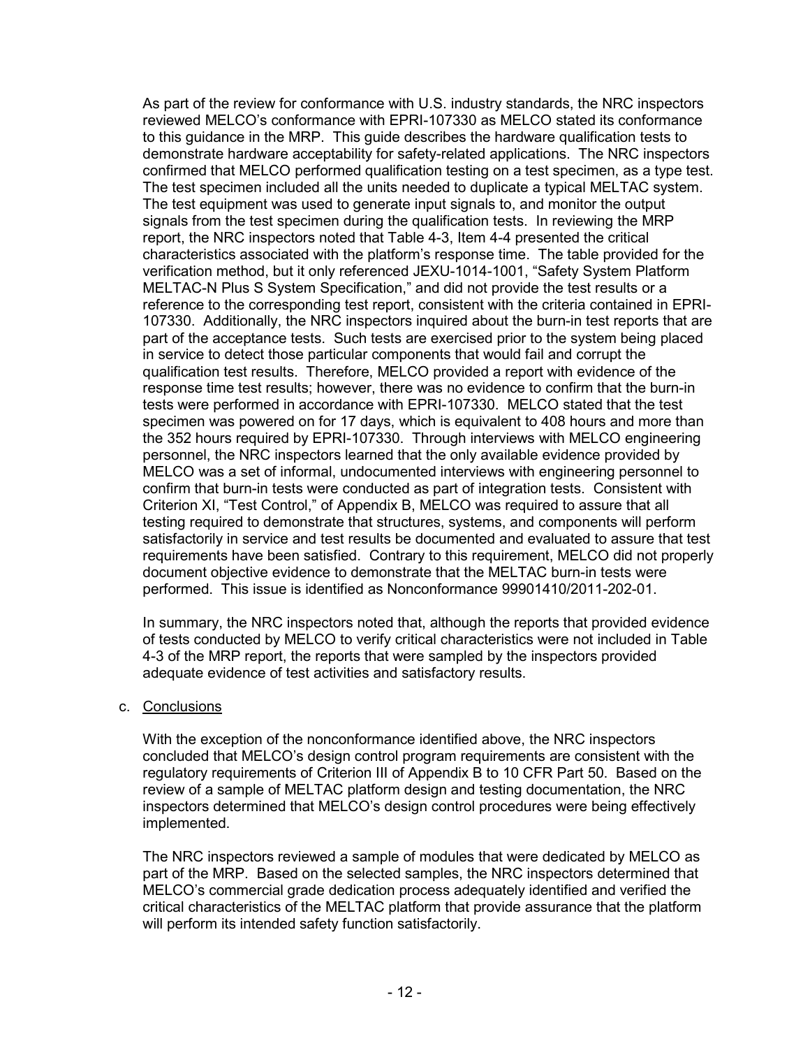As part of the review for conformance with U.S. industry standards, the NRC inspectors reviewed MELCO's conformance with EPRI-107330 as MELCO stated its conformance to this guidance in the MRP. This guide describes the hardware qualification tests to demonstrate hardware acceptability for safety-related applications. The NRC inspectors confirmed that MELCO performed qualification testing on a test specimen, as a type test. The test specimen included all the units needed to duplicate a typical MELTAC system. The test equipment was used to generate input signals to, and monitor the output signals from the test specimen during the qualification tests. In reviewing the MRP report, the NRC inspectors noted that Table 4-3, Item 4-4 presented the critical characteristics associated with the platform's response time. The table provided for the verification method, but it only referenced JEXU-1014-1001, "Safety System Platform MELTAC-N Plus S System Specification," and did not provide the test results or a reference to the corresponding test report, consistent with the criteria contained in EPRI-107330. Additionally, the NRC inspectors inquired about the burn-in test reports that are part of the acceptance tests. Such tests are exercised prior to the system being placed in service to detect those particular components that would fail and corrupt the qualification test results. Therefore, MELCO provided a report with evidence of the response time test results; however, there was no evidence to confirm that the burn-in tests were performed in accordance with EPRI-107330. MELCO stated that the test specimen was powered on for 17 days, which is equivalent to 408 hours and more than the 352 hours required by EPRI-107330. Through interviews with MELCO engineering personnel, the NRC inspectors learned that the only available evidence provided by MELCO was a set of informal, undocumented interviews with engineering personnel to confirm that burn-in tests were conducted as part of integration tests. Consistent with Criterion XI, "Test Control," of Appendix B, MELCO was required to assure that all testing required to demonstrate that structures, systems, and components will perform satisfactorily in service and test results be documented and evaluated to assure that test requirements have been satisfied. Contrary to this requirement, MELCO did not properly document objective evidence to demonstrate that the MELTAC burn-in tests were performed. This issue is identified as Nonconformance 99901410/2011-202-01.

In summary, the NRC inspectors noted that, although the reports that provided evidence of tests conducted by MELCO to verify critical characteristics were not included in Table 4-3 of the MRP report, the reports that were sampled by the inspectors provided adequate evidence of test activities and satisfactory results.

c. Conclusions

With the exception of the nonconformance identified above, the NRC inspectors concluded that MELCO's design control program requirements are consistent with the regulatory requirements of Criterion III of Appendix B to 10 CFR Part 50. Based on the review of a sample of MELTAC platform design and testing documentation, the NRC inspectors determined that MELCO's design control procedures were being effectively implemented.

The NRC inspectors reviewed a sample of modules that were dedicated by MELCO as part of the MRP. Based on the selected samples, the NRC inspectors determined that MELCO's commercial grade dedication process adequately identified and verified the critical characteristics of the MELTAC platform that provide assurance that the platform will perform its intended safety function satisfactorily.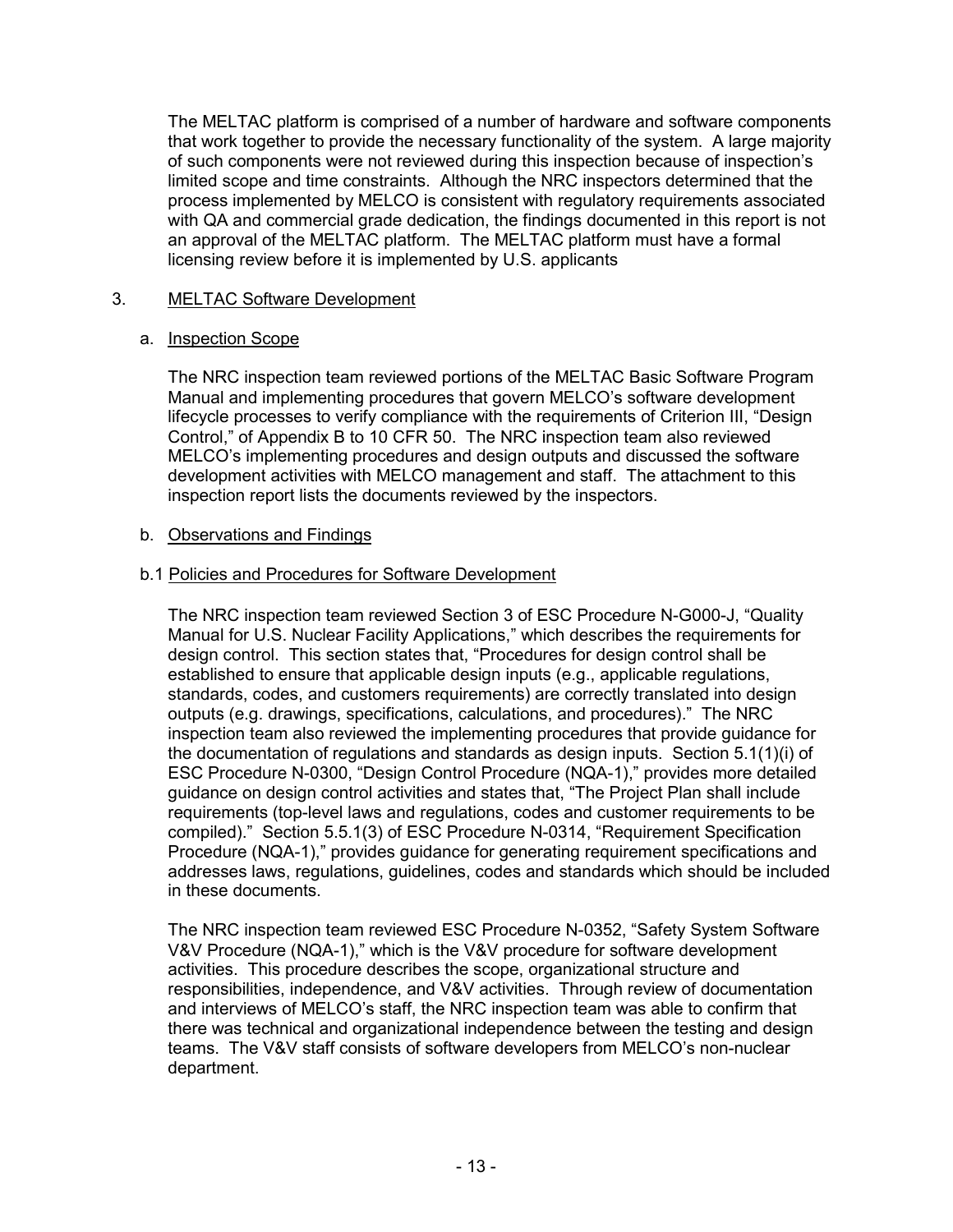The MELTAC platform is comprised of a number of hardware and software components that work together to provide the necessary functionality of the system. A large majority of such components were not reviewed during this inspection because of inspection's limited scope and time constraints. Although the NRC inspectors determined that the process implemented by MELCO is consistent with regulatory requirements associated with QA and commercial grade dedication, the findings documented in this report is not an approval of the MELTAC platform. The MELTAC platform must have a formal licensing review before it is implemented by U.S. applicants

3. MELTAC Software Development

a. Inspection Scope

The NRC inspection team reviewed portions of the MELTAC Basic Software Program Manual and implementing procedures that govern MELCO's software development lifecycle processes to verify compliance with the requirements of Criterion III, "Design Control," of Appendix B to 10 CFR 50. The NRC inspection team also reviewed MELCO's implementing procedures and design outputs and discussed the software development activities with MELCO management and staff. The attachment to this inspection report lists the documents reviewed by the inspectors.

b. Observations and Findings

b.1 Policies and Procedures for Software Development

The NRC inspection team reviewed Section 3 of ESC Procedure N-G000-J, "Quality Manual for U.S. Nuclear Facility Applications," which describes the requirements for design control. This section states that, "Procedures for design control shall be established to ensure that applicable design inputs (e.g., applicable regulations, standards, codes, and customers requirements) are correctly translated into design outputs (e.g. drawings, specifications, calculations, and procedures)." The NRC inspection team also reviewed the implementing procedures that provide guidance for the documentation of regulations and standards as design inputs. Section 5.1(1)(i) of ESC Procedure N-0300, "Design Control Procedure (NQA-1)," provides more detailed guidance on design control activities and states that, "The Project Plan shall include requirements (top-level laws and regulations, codes and customer requirements to be compiled)." Section 5.5.1(3) of ESC Procedure N-0314, "Requirement Specification Procedure (NQA-1)," provides guidance for generating requirement specifications and addresses laws, regulations, guidelines, codes and standards which should be included in these documents.

The NRC inspection team reviewed ESC Procedure N-0352, "Safety System Software V&V Procedure (NQA-1)," which is the V&V procedure for software development activities. This procedure describes the scope, organizational structure and responsibilities, independence, and V&V activities. Through review of documentation and interviews of MELCO's staff, the NRC inspection team was able to confirm that there was technical and organizational independence between the testing and design teams. The V&V staff consists of software developers from MELCO's non-nuclear department.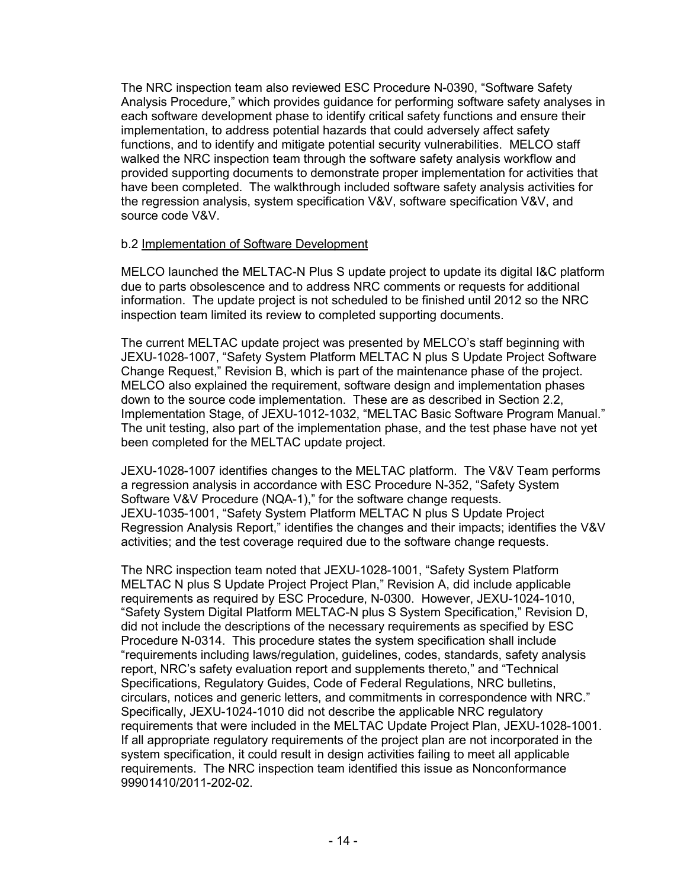The NRC inspection team also reviewed ESC Procedure N-0390, "Software Safety Analysis Procedure," which provides guidance for performing software safety analyses in each software development phase to identify critical safety functions and ensure their implementation, to address potential hazards that could adversely affect safety functions, and to identify and mitigate potential security vulnerabilities. MELCO staff walked the NRC inspection team through the software safety analysis workflow and provided supporting documents to demonstrate proper implementation for activities that have been completed. The walkthrough included software safety analysis activities for the regression analysis, system specification V&V, software specification V&V, and source code V&V.

b.2 Implementation of Software Development

MELCO launched the MELTAC-N Plus S update project to update its digital I&C platform due to parts obsolescence and to address NRC comments or requests for additional information. The update project is not scheduled to be finished until 2012 so the NRC inspection team limited its review to completed supporting documents.

The current MELTAC update project was presented by MELCO's staff beginning with JEXU-1028-1007, "Safety System Platform MELTAC N plus S Update Project Software Change Request," Revision B, which is part of the maintenance phase of the project. MELCO also explained the requirement, software design and implementation phases down to the source code implementation. These are as described in Section 2.2, Implementation Stage, of JEXU-1012-1032, "MELTAC Basic Software Program Manual." The unit testing, also part of the implementation phase, and the test phase have not yet been completed for the MELTAC update project.

JEXU-1028-1007 identifies changes to the MELTAC platform. The V&V Team performs a regression analysis in accordance with ESC Procedure N-352, "Safety System Software V&V Procedure (NQA-1)," for the software change requests. JEXU-1035-1001, "Safety System Platform MELTAC N plus S Update Project Regression Analysis Report," identifies the changes and their impacts; identifies the V&V activities; and the test coverage required due to the software change requests.

The NRC inspection team noted that JEXU-1028-1001, "Safety System Platform MELTAC N plus S Update Project Project Plan," Revision A, did include applicable requirements as required by ESC Procedure, N-0300. However, JEXU-1024-1010, "Safety System Digital Platform MELTAC-N plus S System Specification," Revision D, did not include the descriptions of the necessary requirements as specified by ESC Procedure N-0314. This procedure states the system specification shall include "requirements including laws/regulation, guidelines, codes, standards, safety analysis report, NRC's safety evaluation report and supplements thereto," and "Technical Specifications, Regulatory Guides, Code of Federal Regulations, NRC bulletins, circulars, notices and generic letters, and commitments in correspondence with NRC." Specifically, JEXU-1024-1010 did not describe the applicable NRC regulatory requirements that were included in the MELTAC Update Project Plan, JEXU-1028-1001. If all appropriate regulatory requirements of the project plan are not incorporated in the system specification, it could result in design activities failing to meet all applicable requirements. The NRC inspection team identified this issue as Nonconformance 99901410/2011-202-02.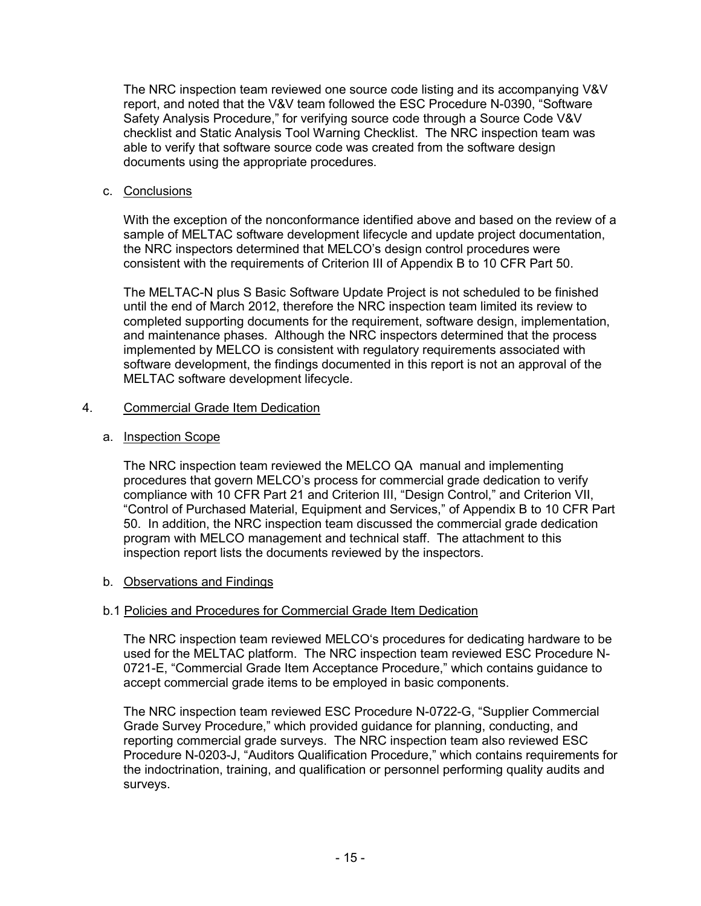The NRC inspection team reviewed one source code listing and its accompanying V&V report, and noted that the V&V team followed the ESC Procedure N-0390, "Software Safety Analysis Procedure," for verifying source code through a Source Code V&V checklist and Static Analysis Tool Warning Checklist. The NRC inspection team was able to verify that software source code was created from the software design documents using the appropriate procedures.

c. Conclusions

With the exception of the nonconformance identified above and based on the review of a sample of MELTAC software development lifecycle and update project documentation, the NRC inspectors determined that MELCO's design control procedures were consistent with the requirements of Criterion III of Appendix B to 10 CFR Part 50.

The MELTAC-N plus S Basic Software Update Project is not scheduled to be finished until the end of March 2012, therefore the NRC inspection team limited its review to completed supporting documents for the requirement, software design, implementation, and maintenance phases. Although the NRC inspectors determined that the process implemented by MELCO is consistent with regulatory requirements associated with software development, the findings documented in this report is not an approval of the MELTAC software development lifecycle.

4. Commercial Grade Item Dedication

a. Inspection Scope

The NRC inspection team reviewed the MELCO QA manual and implementing procedures that govern MELCO's process for commercial grade dedication to verify compliance with 10 CFR Part 21 and Criterion III, "Design Control," and Criterion VII, "Control of Purchased Material, Equipment and Services," of Appendix B to 10 CFR Part 50. In addition, the NRC inspection team discussed the commercial grade dedication program with MELCO management and technical staff. The attachment to this inspection report lists the documents reviewed by the inspectors.

b. Observations and Findings

b.1 Policies and Procedures for Commercial Grade Item Dedication

The NRC inspection team reviewed MELCO's procedures for dedicating hardware to be used for the MELTAC platform. The NRC inspection team reviewed ESC Procedure N-0721-E, "Commercial Grade Item Acceptance Procedure," which contains guidance to accept commercial grade items to be employed in basic components.

The NRC inspection team reviewed ESC Procedure N-0722-G, "Supplier Commercial Grade Survey Procedure," which provided guidance for planning, conducting, and reporting commercial grade surveys. The NRC inspection team also reviewed ESC Procedure N-0203-J, "Auditors Qualification Procedure," which contains requirements for the indoctrination, training, and qualification or personnel performing quality audits and surveys.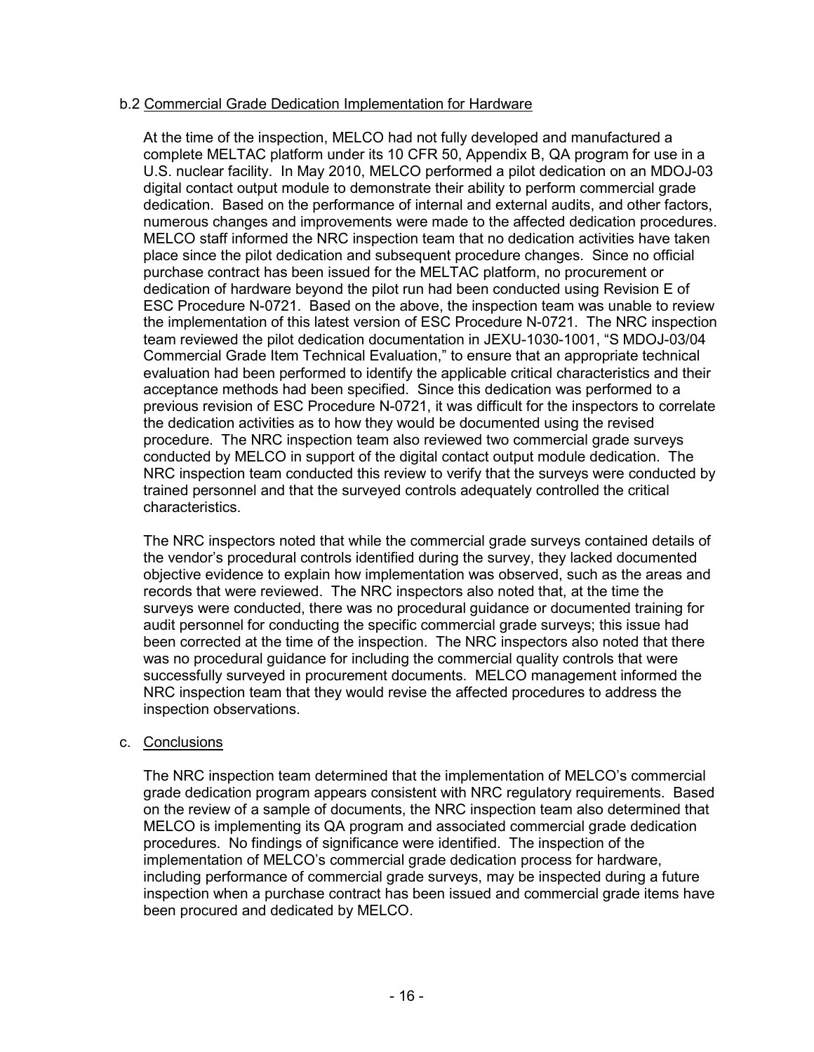b.2 Commercial Grade Dedication Implementation for Hardware

At the time of the inspection, MELCO had not fully developed and manufactured a complete MELTAC platform under its 10 CFR 50, Appendix B, QA program for use in a U.S. nuclear facility. In May 2010, MELCO performed a pilot dedication on an MDOJ-03 digital contact output module to demonstrate their ability to perform commercial grade dedication. Based on the performance of internal and external audits, and other factors, numerous changes and improvements were made to the affected dedication procedures. MELCO staff informed the NRC inspection team that no dedication activities have taken place since the pilot dedication and subsequent procedure changes. Since no official purchase contract has been issued for the MELTAC platform, no procurement or dedication of hardware beyond the pilot run had been conducted using Revision E of ESC Procedure N-0721. Based on the above, the inspection team was unable to review the implementation of this latest version of ESC Procedure N-0721. The NRC inspection team reviewed the pilot dedication documentation in JEXU-1030-1001, "S MDOJ-03/04 Commercial Grade Item Technical Evaluation," to ensure that an appropriate technical evaluation had been performed to identify the applicable critical characteristics and their acceptance methods had been specified. Since this dedication was performed to a previous revision of ESC Procedure N-0721, it was difficult for the inspectors to correlate the dedication activities as to how they would be documented using the revised procedure. The NRC inspection team also reviewed two commercial grade surveys conducted by MELCO in support of the digital contact output module dedication. The NRC inspection team conducted this review to verify that the surveys were conducted by trained personnel and that the surveyed controls adequately controlled the critical characteristics.

The NRC inspectors noted that while the commercial grade surveys contained details of the vendor's procedural controls identified during the survey, they lacked documented objective evidence to explain how implementation was observed, such as the areas and records that were reviewed. The NRC inspectors also noted that, at the time the surveys were conducted, there was no procedural guidance or documented training for audit personnel for conducting the specific commercial grade surveys; this issue had been corrected at the time of the inspection. The NRC inspectors also noted that there was no procedural guidance for including the commercial quality controls that were successfully surveyed in procurement documents. MELCO management informed the NRC inspection team that they would revise the affected procedures to address the inspection observations.

c. Conclusions

The NRC inspection team determined that the implementation of MELCO's commercial grade dedication program appears consistent with NRC regulatory requirements. Based on the review of a sample of documents, the NRC inspection team also determined that MELCO is implementing its QA program and associated commercial grade dedication procedures. No findings of significance were identified. The inspection of the implementation of MELCO's commercial grade dedication process for hardware, including performance of commercial grade surveys, may be inspected during a future inspection when a purchase contract has been issued and commercial grade items have been procured and dedicated by MELCO.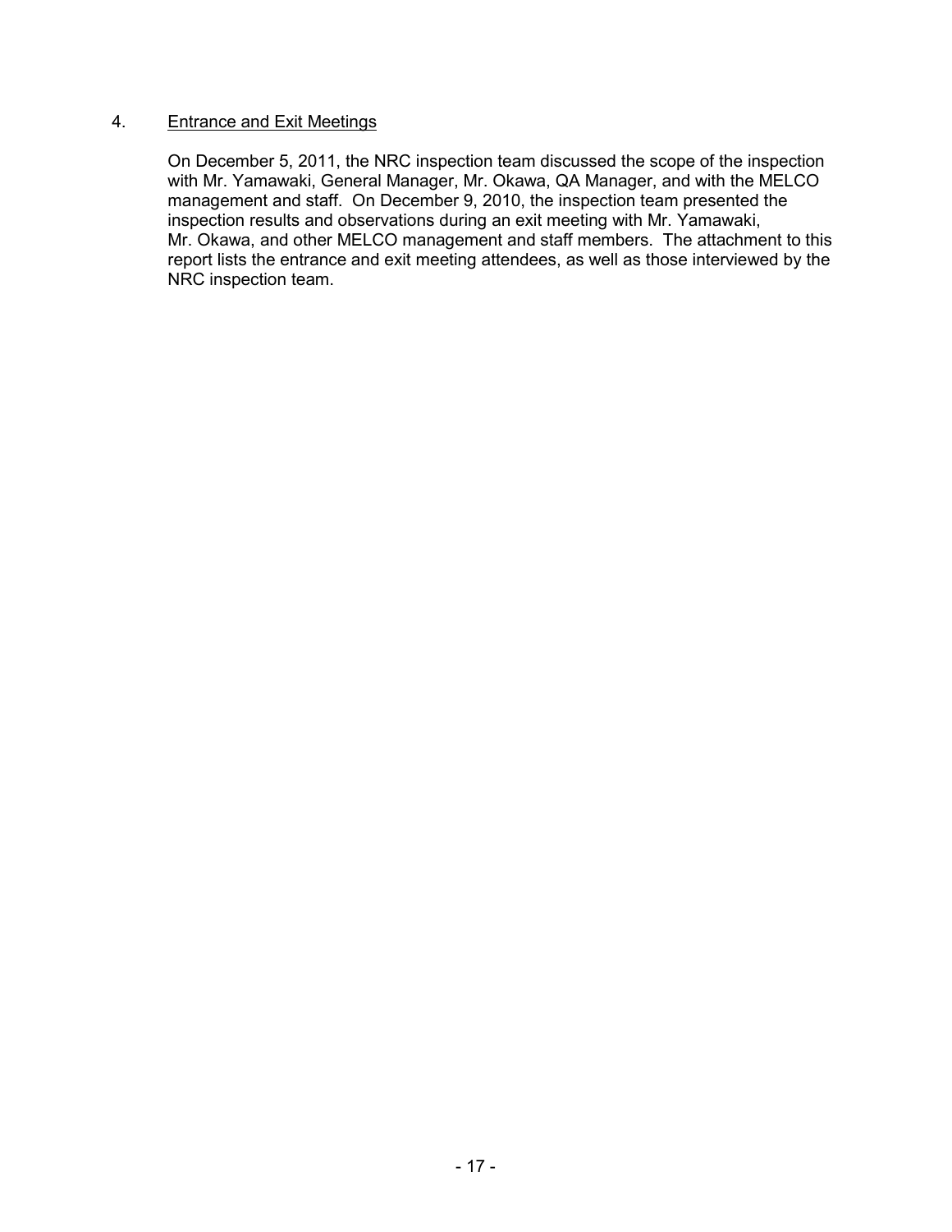## 4. Entrance and Exit Meetings

On December 5, 2011, the NRC inspection team discussed the scope of the inspection with Mr. Yamawaki, General Manager, Mr. Okawa, QA Manager, and with the MELCO management and staff. On December 9, 2010, the inspection team presented the inspection results and observations during an exit meeting with Mr. Yamawaki, Mr. Okawa, and other MELCO management and staff members. The attachment to this report lists the entrance and exit meeting attendees, as well as those interviewed by the NRC inspection team.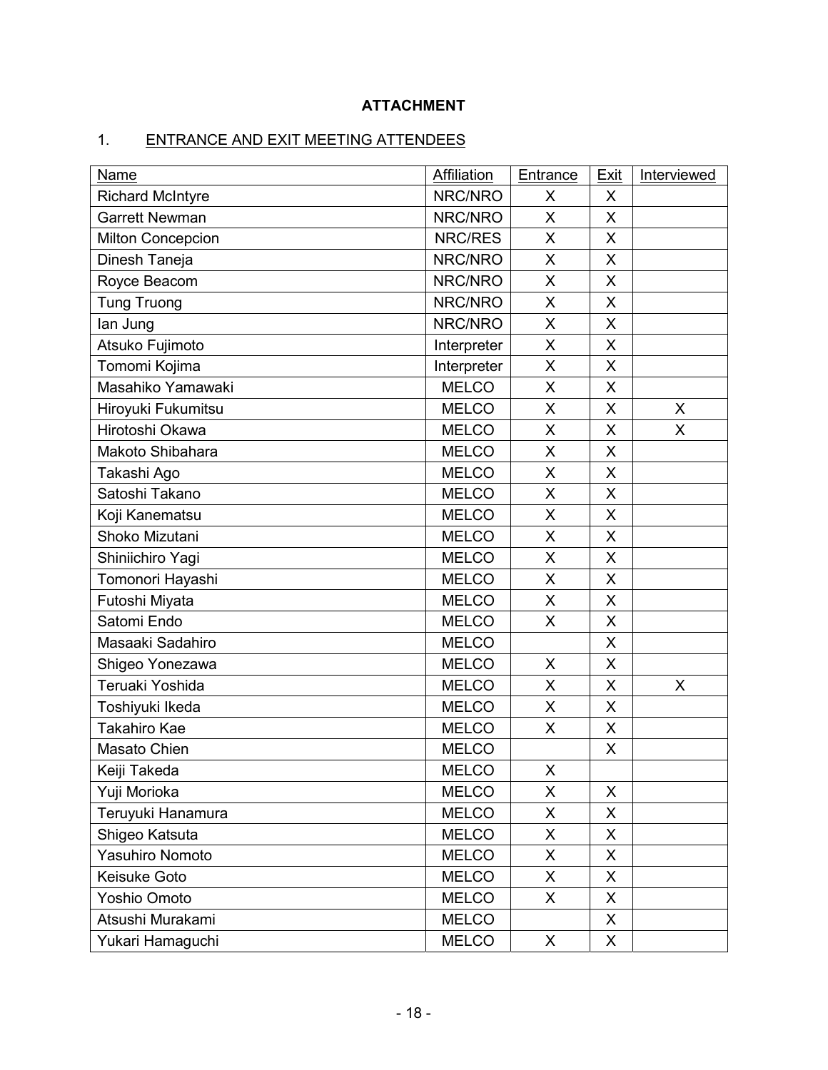**ATTACHMENT**

1. ENTRANCE AND EXIT MEETING ATTENDEES

| Name | Affiliation | Entrance | Exit | Interviewed |
|---|---|---|---|---|
| Richard McIntyre | NRC/NRO | X | X | |
| Garrett Newman | NRC/NRO | X | X | |
| Milton Concepcion | NRC/RES | X | X | |
| Dinesh Taneja | NRC/NRO | X | X | |
| Royce Beacom | NRC/NRO | X | X | |
| Tung Truong | NRC/NRO | X | X | |
| Ian Jung | NRC/NRO | X | X | |
| Atsuko Fujimoto | Interpreter | X | X | |
| Tomomi Kojima | Interpreter | X | X | |
| Masahiko Yamawaki | MELCO | X | X | |
| Hiroyuki Fukumitsu | MELCO | X | X | X |
| Hirotoshi Okawa | MELCO | X | X | X |
| Makoto Shibahara | MELCO | X | X | |
| Takashi Ago | MELCO | X | X | |
| Satoshi Takano | MELCO | X | X | |
| Koji Kanematsu | MELCO | X | X | |
| Shoko Mizutani | MELCO | X | X | |
| Shiniichiro Yagi | MELCO | X | X | |
| Tomonori Hayashi | MELCO | X | X | |
| Futoshi Miyata | MELCO | X | X | |
| Satomi Endo | MELCO | X | X | |
| Masaaki Sadahiro | MELCO | | X | |
| Shigeo Yonezawa | MELCO | X | X | |
| Teruaki Yoshida | MELCO | X | X | X |
| Toshiyuki Ikeda | MELCO | X | X | |
| Takahiro Kae | MELCO | X | X | |
| Masato Chien | MELCO | | X | |
| Keiji Takeda | MELCO | X | | |
| Yuji Morioka | MELCO | X | X | |
| Teruyuki Hanamura | MELCO | X | X | |
| Shigeo Katsuta | MELCO | X | X | |
| Yasuhiro Nomoto | MELCO | X | X | |
| Keisuke Goto | MELCO | X | X | |
| Yoshio Omoto | MELCO | X | X | |
| Atsushi Murakami | MELCO | | X | |
| Yukari Hamaguchi | MELCO | X | X | |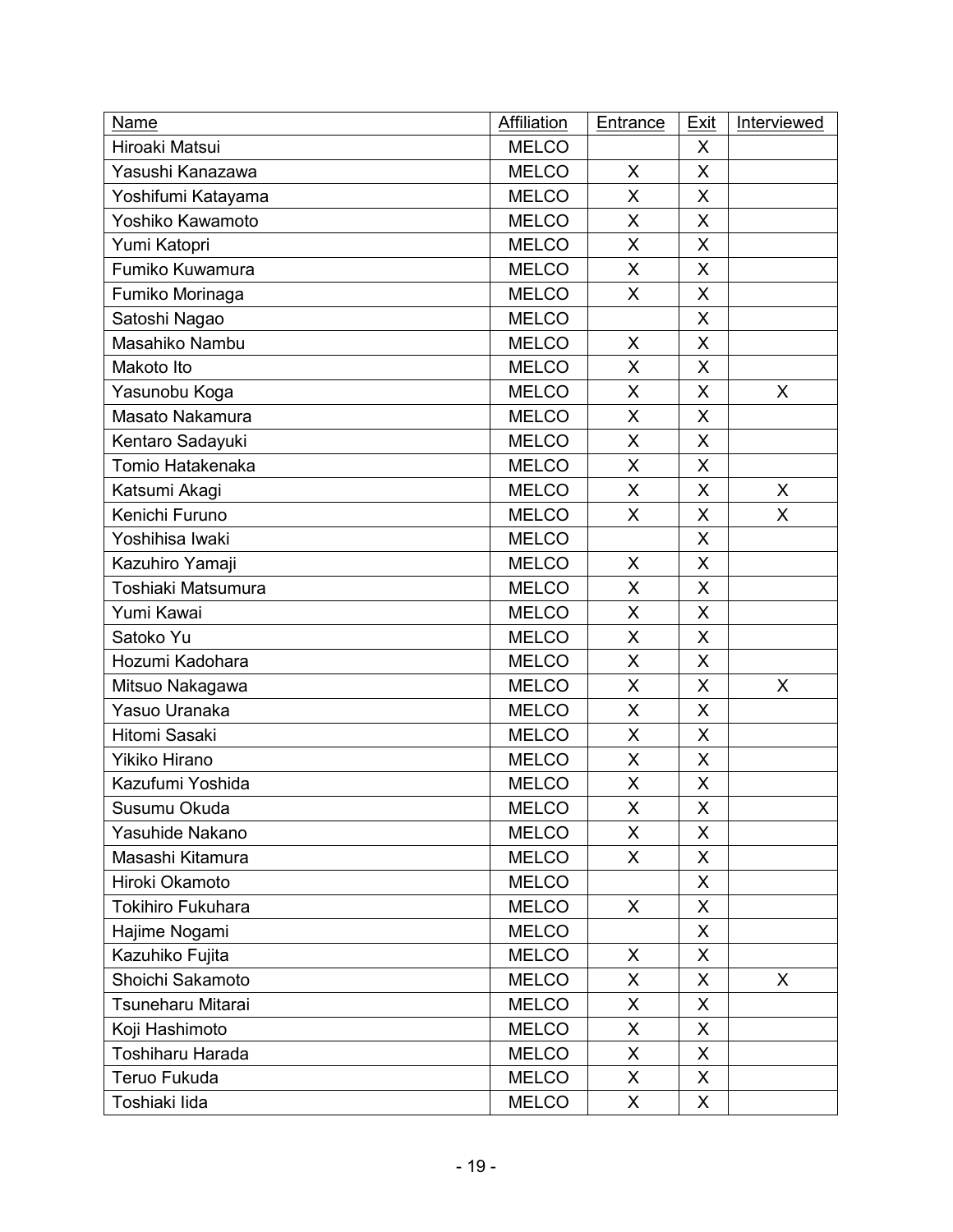| Name | Affiliation | Entrance | Exit | Interviewed |
|---|---|---|---|---|
| Hiroaki Matsui | MELCO | | X | |
| Yasushi Kanazawa | MELCO | X | X | |
| Yoshifumi Katayama | MELCO | X | X | |
| Yoshiko Kawamoto | MELCO | X | X | |
| Yumi Katopri | MELCO | X | X | |
| Fumiko Kuwamura | MELCO | X | X | |
| Fumiko Morinaga | MELCO | X | X | |
| Satoshi Nagao | MELCO | | X | |
| Masahiko Nambu | MELCO | X | X | |
| Makoto Ito | MELCO | X | X | |
| Yasunobu Koga | MELCO | X | X | X |
| Masato Nakamura | MELCO | X | X | |
| Kentaro Sadayuki | MELCO | X | X | |
| Tomio Hatakenaka | MELCO | X | X | |
| Katsumi Akagi | MELCO | X | X | X |
| Kenichi Furuno | MELCO | X | X | X |
| Yoshihisa Iwaki | MELCO | | X | |
| Kazuhiro Yamaji | MELCO | X | X | |
| Toshiaki Matsumura | MELCO | X | X | |
| Yumi Kawai | MELCO | X | X | |
| Satoko Yu | MELCO | X | X | |
| Hozumi Kadohara | MELCO | X | X | |
| Mitsuo Nakagawa | MELCO | X | X | X |
| Yasuo Uranaka | MELCO | X | X | |
| Hitomi Sasaki | MELCO | X | X | |
| Yikiko Hirano | MELCO | X | X | |
| Kazufumi Yoshida | MELCO | X | X | |
| Susumu Okuda | MELCO | X | X | |
| Yasuhide Nakano | MELCO | X | X | |
| Masashi Kitamura | MELCO | X | X | |
| Hiroki Okamoto | MELCO | | X | |
| Tokihiro Fukuhara | MELCO | X | X | |
| Hajime Nogami | MELCO | | X | |
| Kazuhiko Fujita | MELCO | X | X | |
| Shoichi Sakamoto | MELCO | X | X | X |
| Tsuneharu Mitarai | MELCO | X | X | |
| Koji Hashimoto | MELCO | X | X | |
| Toshiharu Harada | MELCO | X | X | |
| Teruo Fukuda | MELCO | X | X | |
| Toshiaki Iida | MELCO | X | X | |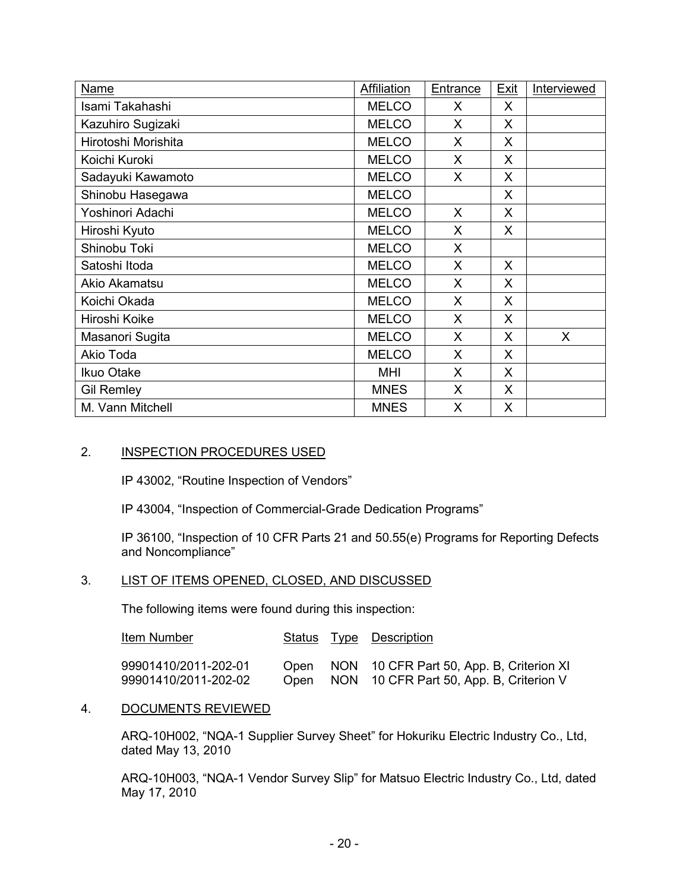| Name | Affiliation | Entrance | Exit | Interviewed |
|---|---|---|---|---|
| Isami Takahashi | MELCO | X | X | |
| Kazuhiro Sugizaki | MELCO | X | X | |
| Hirotoshi Morishita | MELCO | X | X | |
| Koichi Kuroki | MELCO | X | X | |
| Sadayuki Kawamoto | MELCO | X | X | |
| Shinobu Hasegawa | MELCO | | X | |
| Yoshinori Adachi | MELCO | X | X | |
| Hiroshi Kyuto | MELCO | X | X | |
| Shinobu Toki | MELCO | X | | |
| Satoshi Itoda | MELCO | X | X | |
| Akio Akamatsu | MELCO | X | X | |
| Koichi Okada | MELCO | X | X | |
| Hiroshi Koike | MELCO | X | X | |
| Masanori Sugita | MELCO | X | X | X |
| Akio Toda | MELCO | X | X | |
| Ikuo Otake | MHI | X | X | |
| Gil Remley | MNES | X | X | |
| M. Vann Mitchell | MNES | X | X | |

2. INSPECTION PROCEDURES USED

IP 43002, "Routine Inspection of Vendors"

IP 43004, "Inspection of Commercial-Grade Dedication Programs"

IP 36100, "Inspection of 10 CFR Parts 21 and 50.55(e) Programs for Reporting Defects and Noncompliance"

3. LIST OF ITEMS OPENED, CLOSED, AND DISCUSSED

The following items were found during this inspection:

| Item Number | Status | Type | Description |
|---|---|---|---|
| 99901410/2011-202-01 | Open | NON | 10 CFR Part 50, App. B, Criterion XI |
| 99901410/2011-202-02 | Open | NON | 10 CFR Part 50, App. B, Criterion V |

4. DOCUMENTS REVIEWED

ARQ-10H002, "NQA-1 Supplier Survey Sheet" for Hokuriku Electric Industry Co., Ltd, dated May 13, 2010

ARQ-10H003, "NQA-1 Vendor Survey Slip" for Matsuo Electric Industry Co., Ltd, dated May 17, 2010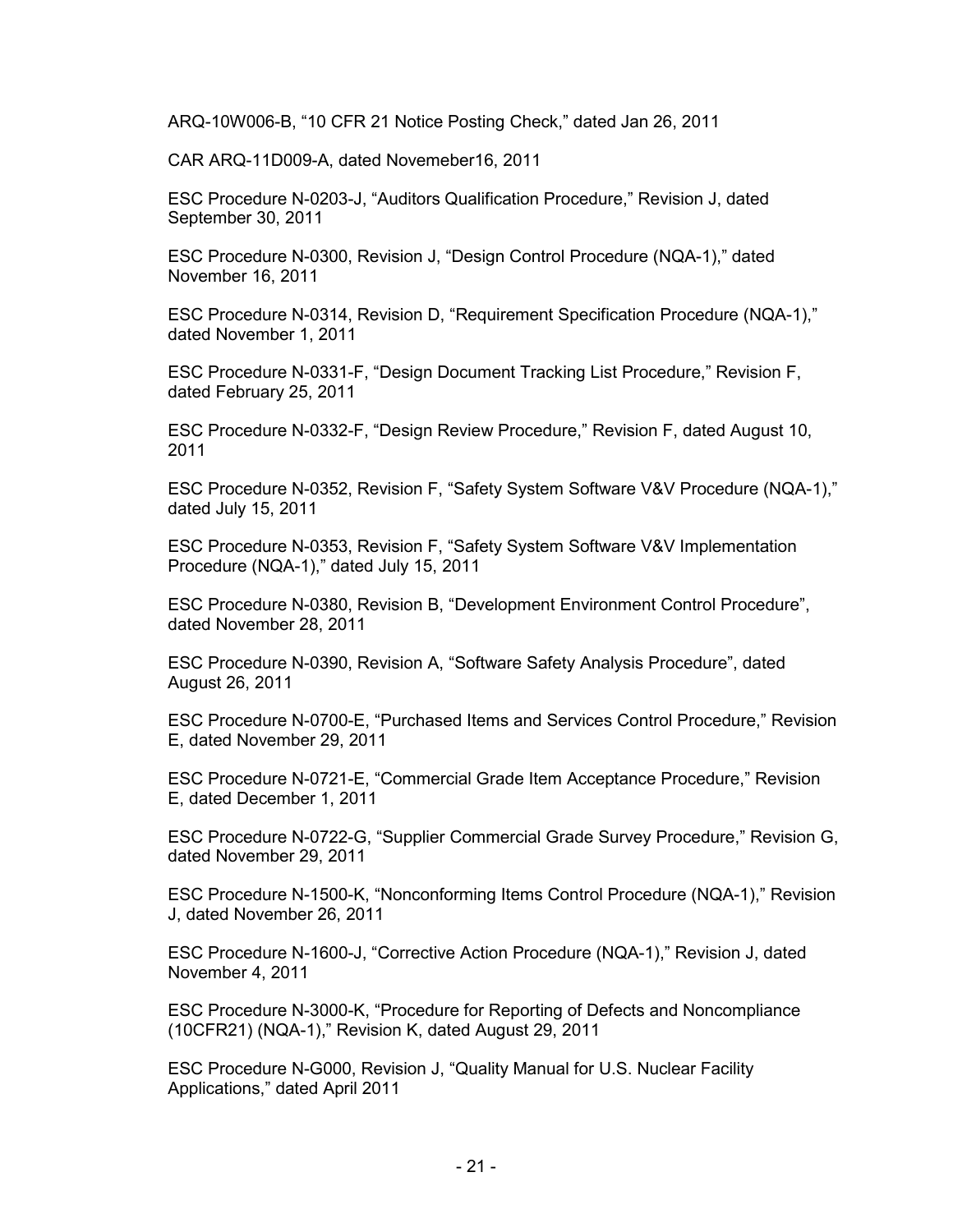ARQ-10W006-B, “10 CFR 21 Notice Posting Check,” dated Jan 26, 2011

CAR ARQ-11D009-A, dated Novemeber16, 2011

ESC Procedure N-0203-J, “Auditors Qualification Procedure,” Revision J, dated September 30, 2011

ESC Procedure N-0300, Revision J, “Design Control Procedure (NQA-1),” dated November 16, 2011

ESC Procedure N-0314, Revision D, “Requirement Specification Procedure (NQA-1),” dated November 1, 2011

ESC Procedure N-0331-F, “Design Document Tracking List Procedure,” Revision F, dated February 25, 2011

ESC Procedure N-0332-F, “Design Review Procedure,” Revision F, dated August 10, 2011

ESC Procedure N-0352, Revision F, “Safety System Software V&V Procedure (NQA-1),” dated July 15, 2011

ESC Procedure N-0353, Revision F, “Safety System Software V&V Implementation Procedure (NQA-1),” dated July 15, 2011

ESC Procedure N-0380, Revision B, “Development Environment Control Procedure”, dated November 28, 2011

ESC Procedure N-0390, Revision A, “Software Safety Analysis Procedure”, dated August 26, 2011

ESC Procedure N-0700-E, “Purchased Items and Services Control Procedure,” Revision E, dated November 29, 2011

ESC Procedure N-0721-E, “Commercial Grade Item Acceptance Procedure,” Revision E, dated December 1, 2011

ESC Procedure N-0722-G, “Supplier Commercial Grade Survey Procedure,” Revision G, dated November 29, 2011

ESC Procedure N-1500-K, “Nonconforming Items Control Procedure (NQA-1),” Revision J, dated November 26, 2011

ESC Procedure N-1600-J, “Corrective Action Procedure (NQA-1),” Revision J, dated November 4, 2011

ESC Procedure N-3000-K, “Procedure for Reporting of Defects and Noncompliance (10CFR21) (NQA-1),” Revision K, dated August 29, 2011

ESC Procedure N-G000, Revision J, “Quality Manual for U.S. Nuclear Facility Applications,” dated April 2011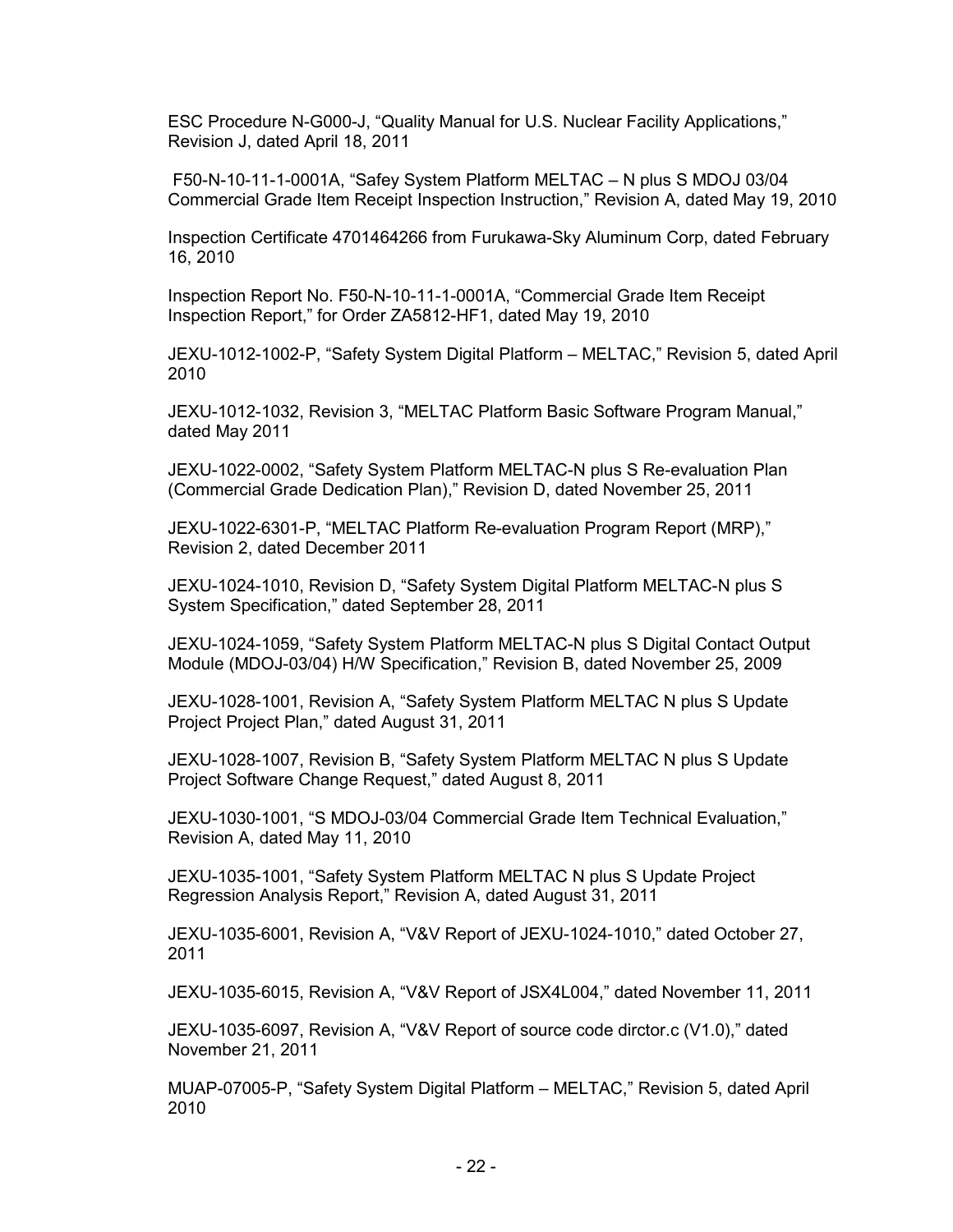ESC Procedure N-G000-J, “Quality Manual for U.S. Nuclear Facility Applications,” Revision J, dated April 18, 2011

F50-N-10-11-1-0001A, “Safey System Platform MELTAC – N plus S MDOJ 03/04 Commercial Grade Item Receipt Inspection Instruction,” Revision A, dated May 19, 2010

Inspection Certificate 4701464266 from Furukawa-Sky Aluminum Corp, dated February 16, 2010

Inspection Report No. F50-N-10-11-1-0001A, “Commercial Grade Item Receipt Inspection Report,” for Order ZA5812-HF1, dated May 19, 2010

JEXU-1012-1002-P, “Safety System Digital Platform – MELTAC,” Revision 5, dated April 2010

JEXU-1012-1032, Revision 3, “MELTAC Platform Basic Software Program Manual,” dated May 2011

JEXU-1022-0002, “Safety System Platform MELTAC-N plus S Re-evaluation Plan (Commercial Grade Dedication Plan),” Revision D, dated November 25, 2011

JEXU-1022-6301-P, “MELTAC Platform Re-evaluation Program Report (MRP),” Revision 2, dated December 2011

JEXU-1024-1010, Revision D, “Safety System Digital Platform MELTAC-N plus S System Specification,” dated September 28, 2011

JEXU-1024-1059, “Safety System Platform MELTAC-N plus S Digital Contact Output Module (MDOJ-03/04) H/W Specification,” Revision B, dated November 25, 2009

JEXU-1028-1001, Revision A, “Safety System Platform MELTAC N plus S Update Project Project Plan,” dated August 31, 2011

JEXU-1028-1007, Revision B, “Safety System Platform MELTAC N plus S Update Project Software Change Request,” dated August 8, 2011

JEXU-1030-1001, “S MDOJ-03/04 Commercial Grade Item Technical Evaluation,” Revision A, dated May 11, 2010

JEXU-1035-1001, “Safety System Platform MELTAC N plus S Update Project Regression Analysis Report,” Revision A, dated August 31, 2011

JEXU-1035-6001, Revision A, “V&V Report of JEXU-1024-1010,” dated October 27, 2011

JEXU-1035-6015, Revision A, “V&V Report of JSX4L004,” dated November 11, 2011

JEXU-1035-6097, Revision A, “V&V Report of source code dirctor.c (V1.0),” dated November 21, 2011

MUAP-07005-P, “Safety System Digital Platform – MELTAC,” Revision 5, dated April 2010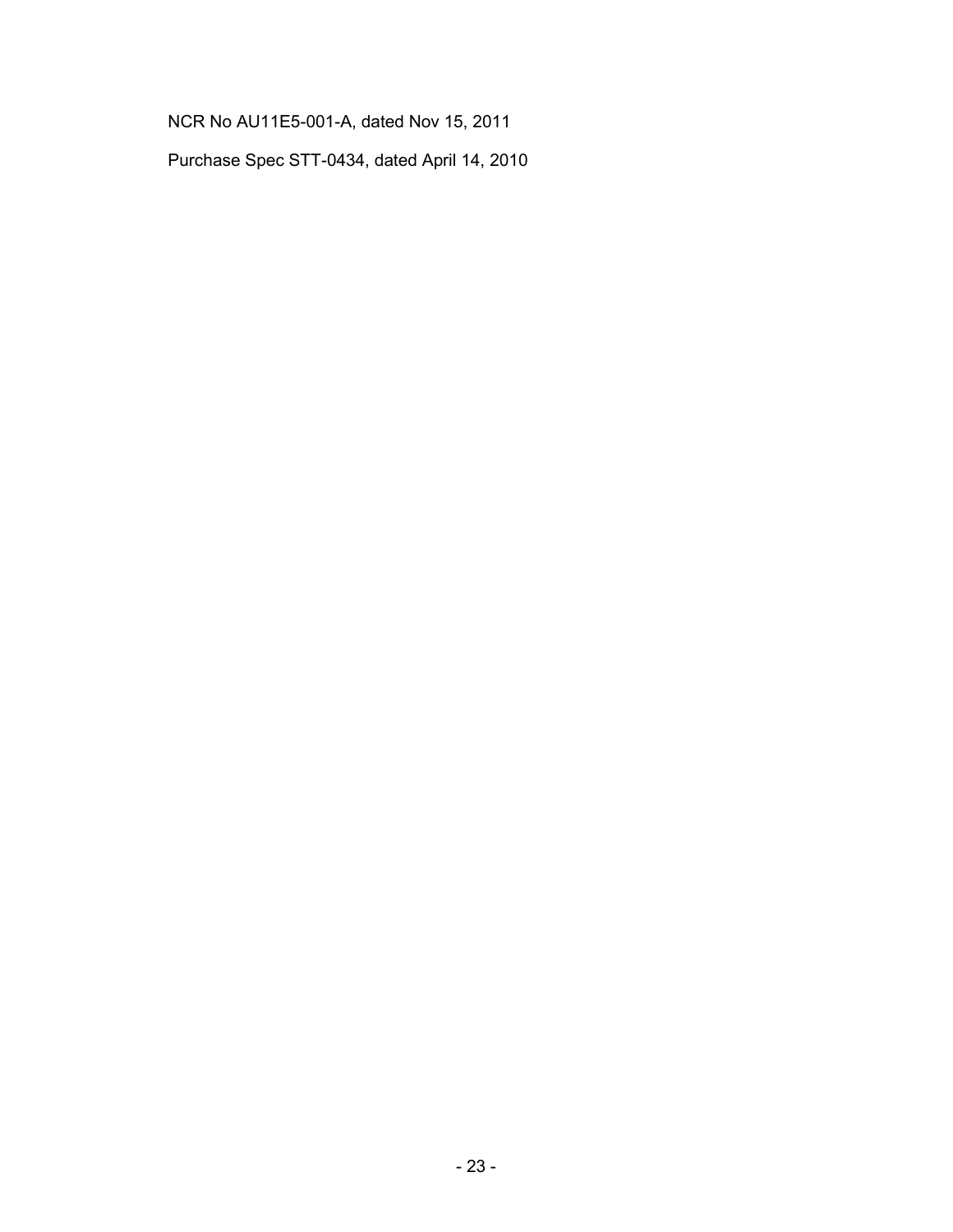NCR No AU11E5-001-A, dated Nov 15, 2011

Purchase Spec STT-0434, dated April 14, 2010